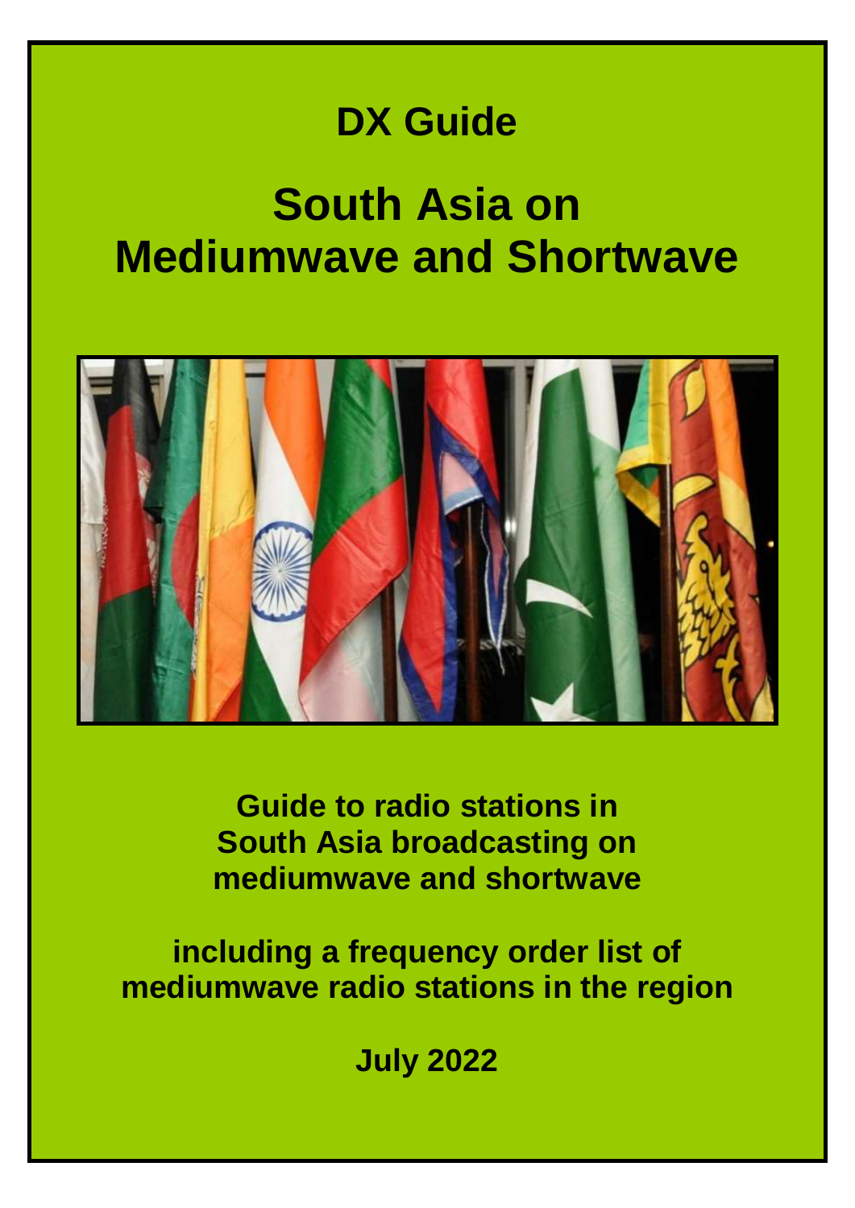# DX Guide

# South Asia on Mediumwave and Shortwave

**Guide to radio stations in South Asia broadcasting on mediumwave and shortwave**

**including a frequency order list of mediumwave radio stations in the region**

**July 2022**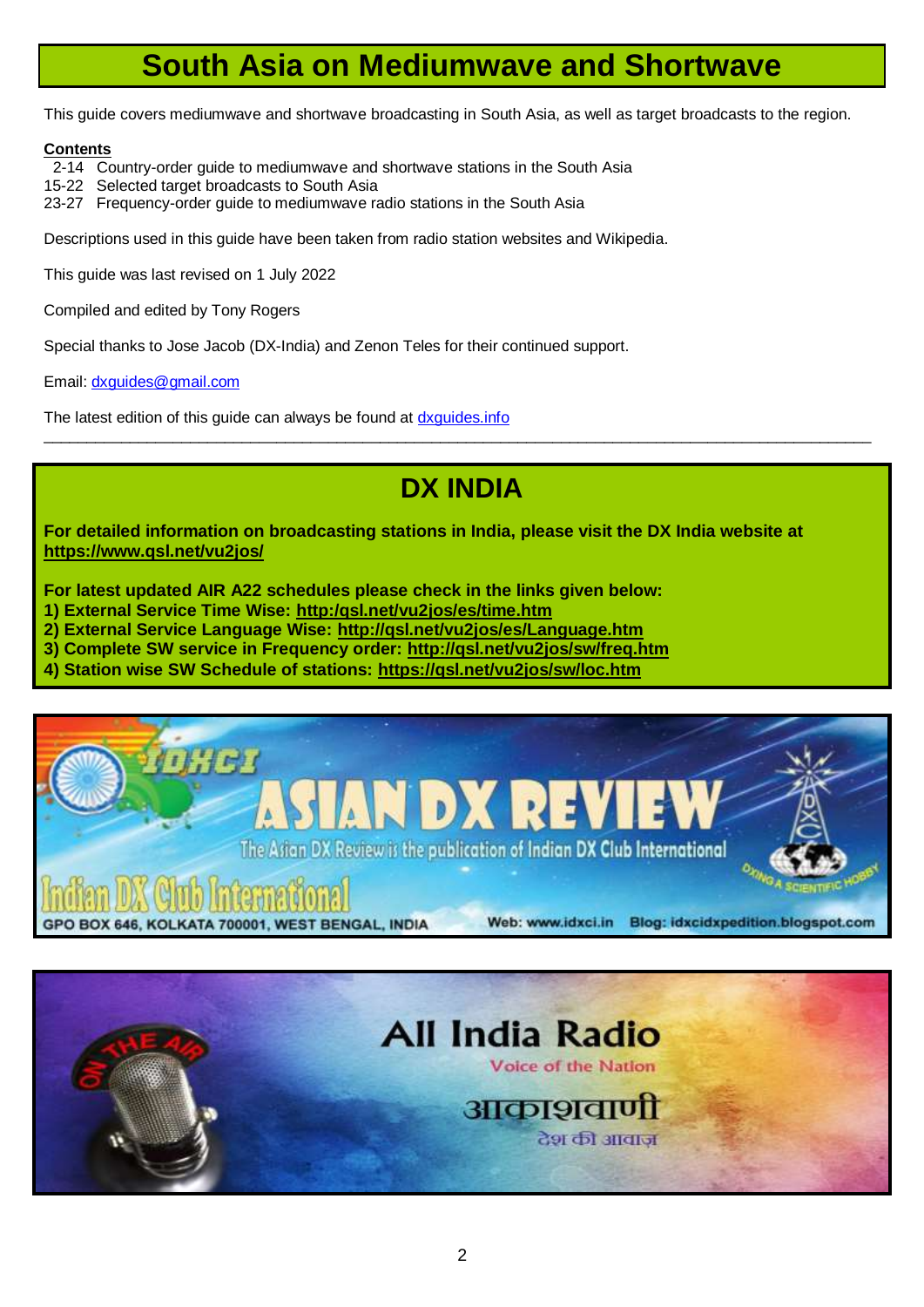# South Asia on Mediumwave and Shortwave

This guide covers mediumwave and shortwave broadcasting in South Asia, as well as target broadcasts to the region.

**Contents**

2-14 Country-order guide to mediumwave and shortwave stations in the South Asia
15-22 Selected target broadcasts to South Asia
23-27 Frequency-order guide to mediumwave radio stations in the South Asia

Descriptions used in this guide have been taken from radio station websites and Wikipedia.

This guide was last revised on 1 July 2022

Compiled and edited by Tony Rogers

Special thanks to Jose Jacob (DX-India) and Zenon Teles for their continued support.

Email: dxguides@gmail.com

The latest edition of this guide can always be found at dxguides.info

---

## DX INDIA

**For detailed information on broadcasting stations in India, please visit the DX India website at https://www.qsl.net/vu2jos/**

**For latest updated AIR A22 schedules please check in the links given below:**
**1) External Service Time Wise: http:/qsl.net/vu2jos/es/time.htm**
**2) External Service Language Wise: http://qsl.net/vu2jos/es/Language.htm**
**3) Complete SW service in Frequency order: http://qsl.net/vu2jos/sw/freq.htm**
**4) Station wise SW Schedule of stations: https://qsl.net/vu2jos/sw/loc.htm**

IDXCI ASIAN DX REVIEW
The Asian DX Review is the publication of Indian DX Club International
Indian DX Club International
GPO BOX 646, KOLKATA 700001, WEST BENGAL, INDIA
Web: www.idxci.in Blog: idxcidxpedition.blogspot.com

All India Radio
Voice of the Nation
आकाशवाणी
देश की आवाज़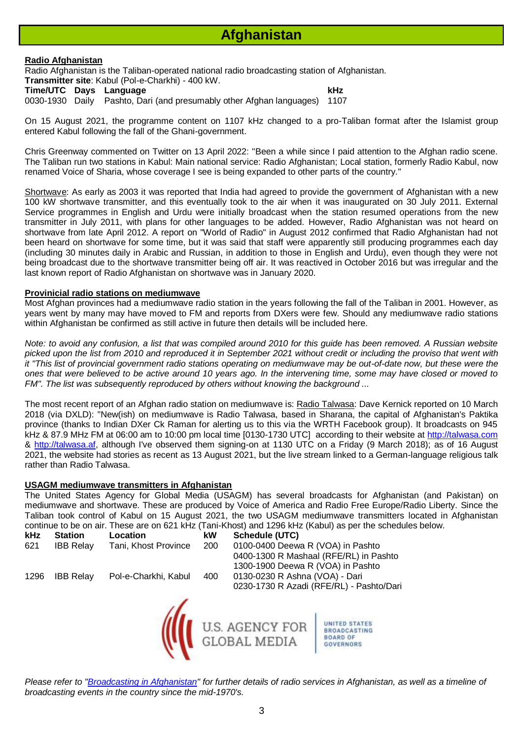# Afghanistan

**Radio Afghanistan**

Radio Afghanistan is the Taliban-operated national radio broadcasting station of Afghanistan.

**Transmitter site**: Kabul (Pol-e-Charkhi) - 400 kW.

| Time/UTC | Days | Language | kHz |
|---|---|---|---|
| 0030-1930 | Daily | Pashto, Dari (and presumably other Afghan languages) | 1107 |

On 15 August 2021, the programme content on 1107 kHz changed to a pro-Taliban format after the Islamist group entered Kabul following the fall of the Ghani-government.

Chris Greenway commented on Twitter on 13 April 2022: "Been a while since I paid attention to the Afghan radio scene. The Taliban run two stations in Kabul: Main national service: Radio Afghanistan; Local station, formerly Radio Kabul, now renamed Voice of Sharia, whose coverage I see is being expanded to other parts of the country."

Shortwave: As early as 2003 it was reported that India had agreed to provide the government of Afghanistan with a new 100 kW shortwave transmitter, and this eventually took to the air when it was inaugurated on 30 July 2011. External Service programmes in English and Urdu were initially broadcast when the station resumed operations from the new transmitter in July 2011, with plans for other languages to be added. However, Radio Afghanistan was not heard on shortwave from late April 2012. A report on "World of Radio" in August 2012 confirmed that Radio Afghanistan had not been heard on shortwave for some time, but it was said that staff were apparently still producing programmes each day (including 30 minutes daily in Arabic and Russian, in addition to those in English and Urdu), even though they were not being broadcast due to the shortwave transmitter being off air. It was reactived in October 2016 but was irregular and the last known report of Radio Afghanistan on shortwave was in January 2020.

**Provinicial radio stations on mediumwave**

Most Afghan provinces had a mediumwave radio station in the years following the fall of the Taliban in 2001. However, as years went by many may have moved to FM and reports from DXers were few. Should any mediumwave radio stations within Afghanistan be confirmed as still active in future then details will be included here.

*Note: to avoid any confusion, a list that was compiled around 2010 for this guide has been removed. A Russian website picked upon the list from 2010 and reproduced it in September 2021 without credit or including the proviso that went with it "This list of provincial government radio stations operating on mediumwave may be out-of-date now, but these were the ones that were believed to be active around 10 years ago. In the intervening time, some may have closed or moved to FM". The list was subsequently reproduced by others without knowing the background ...*

The most recent report of an Afghan radio station on mediumwave is: Radio Talwasa: Dave Kernick reported on 10 March 2018 (via DXLD): "New(ish) on mediumwave is Radio Talwasa, based in Sharana, the capital of Afghanistan's Paktika province (thanks to Indian DXer Ck Raman for alerting us to this via the WRTH Facebook group). It broadcasts on 945 kHz & 87.9 MHz FM at 06:00 am to 10:00 pm local time [0130-1730 UTC] according to their website at http://talwasa.com & http://talwasa.af, although I've observed them signing-on at 1130 UTC on a Friday (9 March 2018); as of 16 August 2021, the website had stories as recent as 13 August 2021, but the live stream linked to a German-language religious talk rather than Radio Talwasa.

**USAGM mediumwave transmitters in Afghanistan**

The United States Agency for Global Media (USAGM) has several broadcasts for Afghanistan (and Pakistan) on mediumwave and shortwave. These are produced by Voice of America and Radio Free Europe/Radio Liberty. Since the Taliban took control of Kabul on 15 August 2021, the two USAGM mediumwave transmitters located in Afghanistan continue to be on air. These are on 621 kHz (Tani-Khost) and 1296 kHz (Kabul) as per the schedules below.

| kHz | Station | Location | kW | Schedule (UTC) |
|---|---|---|---|---|
| 621 | IBB Relay | Tani, Khost Province | 200 | 0100-0400 Deewa R (VOA) in Pashto |
| | | | | 0400-1300 R Mashaal (RFE/RL) in Pashto |
| | | | | 1300-1900 Deewa R (VOA) in Pashto |
| 1296 | IBB Relay | Pol-e-Charkhi, Kabul | 400 | 0130-0230 R Ashna (VOA) - Dari |
| | | | | 0230-1730 R Azadi (RFE/RL) - Pashto/Dari |

U.S. AGENCY FOR GLOBAL MEDIA | UNITED STATES BROADCASTING BOARD OF GOVERNORS

*Please refer to "Broadcasting in Afghanistan" for further details of radio services in Afghanistan, as well as a timeline of broadcasting events in the country since the mid-1970's.*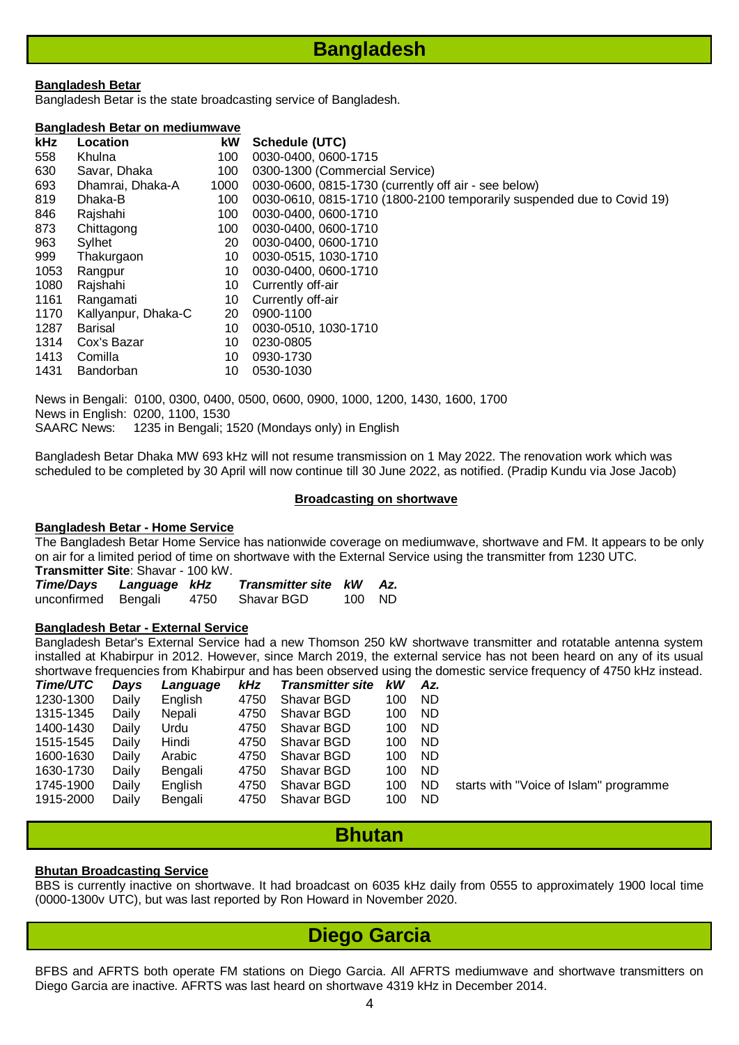# Bangladesh

**Bangladesh Betar**

Bangladesh Betar is the state broadcasting service of Bangladesh.

**Bangladesh Betar on mediumwave**

| kHz | Location | kW | Schedule (UTC) |
|---|---|---|---|
| 558 | Khulna | 100 | 0030-0400, 0600-1715 |
| 630 | Savar, Dhaka | 100 | 0300-1300 (Commercial Service) |
| 693 | Dhamrai, Dhaka-A | 1000 | 0030-0600, 0815-1730 (currently off air - see below) |
| 819 | Dhaka-B | 100 | 0030-0610, 0815-1710 (1800-2100 temporarily suspended due to Covid 19) |
| 846 | Rajshahi | 100 | 0030-0400, 0600-1710 |
| 873 | Chittagong | 100 | 0030-0400, 0600-1710 |
| 963 | Sylhet | 20 | 0030-0400, 0600-1710 |
| 999 | Thakurgaon | 10 | 0030-0515, 1030-1710 |
| 1053 | Rangpur | 10 | 0030-0400, 0600-1710 |
| 1080 | Rajshahi | 10 | Currently off-air |
| 1161 | Rangamati | 10 | Currently off-air |
| 1170 | Kallyanpur, Dhaka-C | 20 | 0900-1100 |
| 1287 | Barisal | 10 | 0030-0510, 1030-1710 |
| 1314 | Cox's Bazar | 10 | 0230-0805 |
| 1413 | Comilla | 10 | 0930-1730 |
| 1431 | Bandorban | 10 | 0530-1030 |

News in Bengali: 0100, 0300, 0400, 0500, 0600, 0900, 1000, 1200, 1430, 1600, 1700
News in English: 0200, 1100, 1530
SAARC News: 1235 in Bengali; 1520 (Mondays only) in English

Bangladesh Betar Dhaka MW 693 kHz will not resume transmission on 1 May 2022. The renovation work which was scheduled to be completed by 30 April will now continue till 30 June 2022, as notified. (Pradip Kundu via Jose Jacob)

**Broadcasting on shortwave**

**Bangladesh Betar - Home Service**

The Bangladesh Betar Home Service has nationwide coverage on mediumwave, shortwave and FM. It appears to be only on air for a limited period of time on shortwave with the External Service using the transmitter from 1230 UTC.
**Transmitter Site**: Shavar - 100 kW.

| *Time/Days* | *Language* | *kHz* | *Transmitter site* | *kW* | *Az.* |
|---|---|---|---|---|---|
| unconfirmed | Bengali | 4750 | Shavar BGD | 100 | ND |

**Bangladesh Betar - External Service**

Bangladesh Betar's External Service had a new Thomson 250 kW shortwave transmitter and rotatable antenna system installed at Khabirpur in 2012. However, since March 2019, the external service has not been heard on any of its usual shortwave frequencies from Khabirpur and has been observed using the domestic service frequency of 4750 kHz instead.

| *Time/UTC* | *Days* | *Language* | *kHz* | *Transmitter site* | *kW* | *Az.* | |
|---|---|---|---|---|---|---|---|
| 1230-1300 | Daily | English | 4750 | Shavar BGD | 100 | ND | |
| 1315-1345 | Daily | Nepali | 4750 | Shavar BGD | 100 | ND | |
| 1400-1430 | Daily | Urdu | 4750 | Shavar BGD | 100 | ND | |
| 1515-1545 | Daily | Hindi | 4750 | Shavar BGD | 100 | ND | |
| 1600-1630 | Daily | Arabic | 4750 | Shavar BGD | 100 | ND | |
| 1630-1730 | Daily | Bengali | 4750 | Shavar BGD | 100 | ND | |
| 1745-1900 | Daily | English | 4750 | Shavar BGD | 100 | ND | starts with "Voice of Islam" programme |
| 1915-2000 | Daily | Bengali | 4750 | Shavar BGD | 100 | ND | |

# Bhutan

**Bhutan Broadcasting Service**

BBS is currently inactive on shortwave. It had broadcast on 6035 kHz daily from 0555 to approximately 1900 local time (0000-1300v UTC), but was last reported by Ron Howard in November 2020.

# Diego Garcia

BFBS and AFRTS both operate FM stations on Diego Garcia. All AFRTS mediumwave and shortwave transmitters on Diego Garcia are inactive. AFRTS was last heard on shortwave 4319 kHz in December 2014.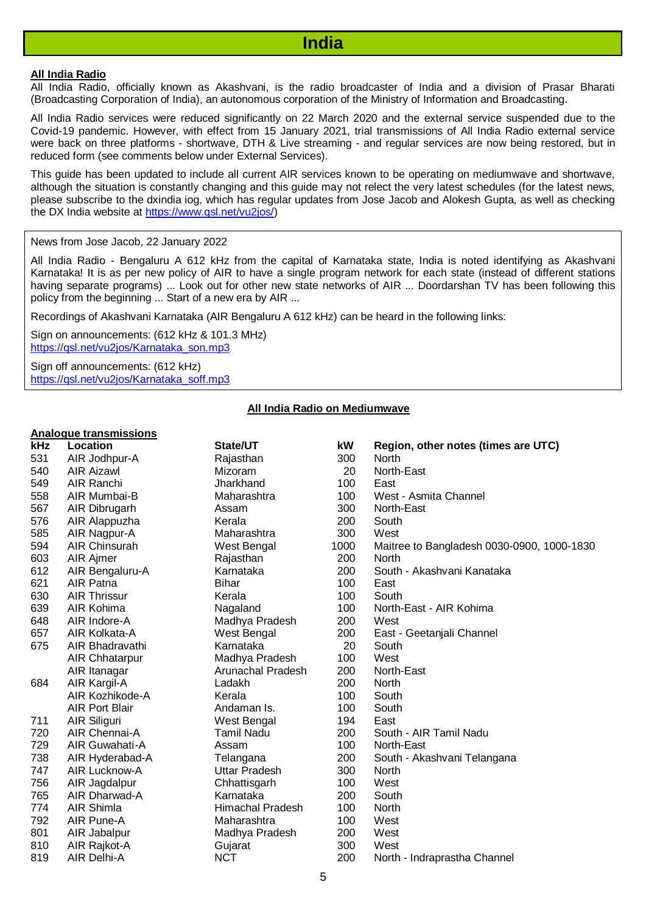# India

**All India Radio**

All India Radio, officially known as Akashvani, is the radio broadcaster of India and a division of Prasar Bharati (Broadcasting Corporation of India), an autonomous corporation of the Ministry of Information and Broadcasting.

All India Radio services were reduced significantly on 22 March 2020 and the external service suspended due to the Covid-19 pandemic. However, with effect from 15 January 2021, trial transmissions of All India Radio external service were back on three platforms - shortwave, DTH & Live streaming - and regular services are now being restored, but in reduced form (see comments below under External Services).

This guide has been updated to include all current AIR services known to be operating on mediumwave and shortwave, although the situation is constantly changing and this guide may not relect the very latest schedules (for the latest news, please subscribe to the dxindia iog, which has regular updates from Jose Jacob and Alokesh Gupta, as well as checking the DX India website at https://www.qsl.net/vu2jos/)

News from Jose Jacob, 22 January 2022

All India Radio - Bengaluru A 612 kHz from the capital of Karnataka state, India is noted identifying as Akashvani Karnataka! It is as per new policy of AIR to have a single program network for each state (instead of different stations having separate programs) ... Look out for other new state networks of AIR ... Doordarshan TV has been following this policy from the beginning ... Start of a new era by AIR ...

Recordings of Akashvani Karnataka (AIR Bengaluru A 612 kHz) can be heard in the following links:

Sign on announcements: (612 kHz & 101.3 MHz)
https://qsl.net/vu2jos/Karnataka_son.mp3

Sign off announcements: (612 kHz)
https://qsl.net/vu2jos/Karnataka_soff.mp3

**All India Radio on Mediumwave**

**Analogue transmissions**

| kHz | Location | State/UT | kW | Region, other notes (times are UTC) |
|---|---|---|---|---|
| 531 | AIR Jodhpur-A | Rajasthan | 300 | North |
| 540 | AIR Aizawl | Mizoram | 20 | North-East |
| 549 | AIR Ranchi | Jharkhand | 100 | East |
| 558 | AIR Mumbai-B | Maharashtra | 100 | West - Asmita Channel |
| 567 | AIR Dibrugarh | Assam | 300 | North-East |
| 576 | AIR Alappuzha | Kerala | 200 | South |
| 585 | AIR Nagpur-A | Maharashtra | 300 | West |
| 594 | AIR Chinsurah | West Bengal | 1000 | Maitree to Bangladesh 0030-0900, 1000-1830 |
| 603 | AIR Ajmer | Rajasthan | 200 | North |
| 612 | AIR Bengaluru-A | Karnataka | 200 | South - Akashvani Kanataka |
| 621 | AIR Patna | Bihar | 100 | East |
| 630 | AIR Thrissur | Kerala | 100 | South |
| 639 | AIR Kohima | Nagaland | 100 | North-East - AIR Kohima |
| 648 | AIR Indore-A | Madhya Pradesh | 200 | West |
| 657 | AIR Kolkata-A | West Bengal | 200 | East - Geetanjali Channel |
| 675 | AIR Bhadravathi | Karnataka | 20 | South |
| | AIR Chhatarpur | Madhya Pradesh | 100 | West |
| | AIR Itanagar | Arunachal Pradesh | 200 | North-East |
| 684 | AIR Kargil-A | Ladakh | 200 | North |
| | AIR Kozhikode-A | Kerala | 100 | South |
| | AIR Port Blair | Andaman Is. | 100 | South |
| 711 | AIR Siliguri | West Bengal | 194 | East |
| 720 | AIR Chennai-A | Tamil Nadu | 200 | South - AIR Tamil Nadu |
| 729 | AIR Guwahati-A | Assam | 100 | North-East |
| 738 | AIR Hyderabad-A | Telangana | 200 | South - Akashvani Telangana |
| 747 | AIR Lucknow-A | Uttar Pradesh | 300 | North |
| 756 | AIR Jagdalpur | Chhattisgarh | 100 | West |
| 765 | AIR Dharwad-A | Karnataka | 200 | South |
| 774 | AIR Shimla | Himachal Pradesh | 100 | North |
| 792 | AIR Pune-A | Maharashtra | 100 | West |
| 801 | AIR Jabalpur | Madhya Pradesh | 200 | West |
| 810 | AIR Rajkot-A | Gujarat | 300 | West |
| 819 | AIR Delhi-A | NCT | 200 | North - Indraprastha Channel |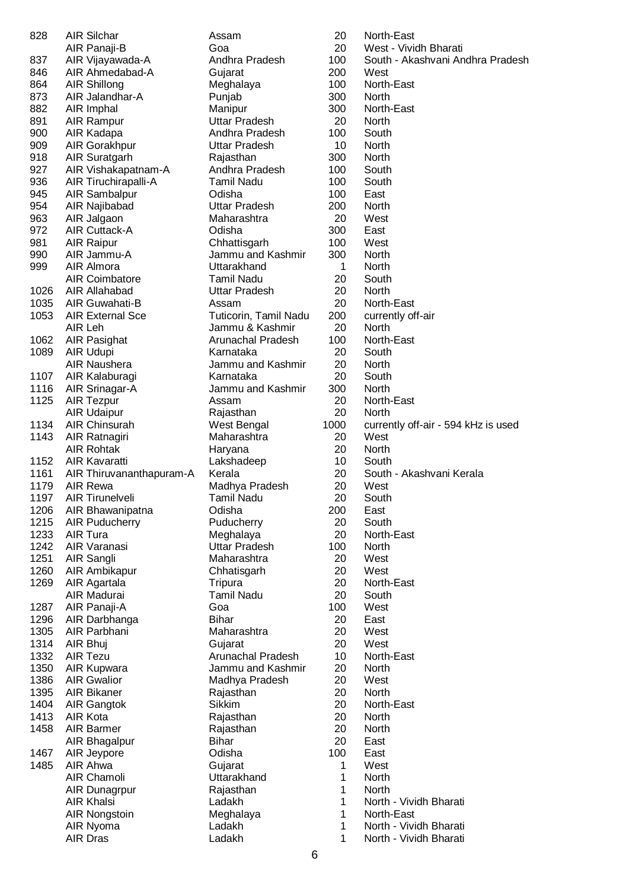| | | | | |
|---|---|---|---|---|
| 828 | AIR Silchar | Assam | 20 | North-East |
| | AIR Panaji-B | Goa | 20 | West - Vividh Bharati |
| 837 | AIR Vijayawada-A | Andhra Pradesh | 100 | South - Akashvani Andhra Pradesh |
| 846 | AIR Ahmedabad-A | Gujarat | 200 | West |
| 864 | AIR Shillong | Meghalaya | 100 | North-East |
| 873 | AIR Jalandhar-A | Punjab | 300 | North |
| 882 | AIR Imphal | Manipur | 300 | North-East |
| 891 | AIR Rampur | Uttar Pradesh | 20 | North |
| 900 | AIR Kadapa | Andhra Pradesh | 100 | South |
| 909 | AIR Gorakhpur | Uttar Pradesh | 10 | North |
| 918 | AIR Suratgarh | Rajasthan | 300 | North |
| 927 | AIR Vishakapatnam-A | Andhra Pradesh | 100 | South |
| 936 | AIR Tiruchirapalli-A | Tamil Nadu | 100 | South |
| 945 | AIR Sambalpur | Odisha | 100 | East |
| 954 | AIR Najibabad | Uttar Pradesh | 200 | North |
| 963 | AIR Jalgaon | Maharashtra | 20 | West |
| 972 | AIR Cuttack-A | Odisha | 300 | East |
| 981 | AIR Raipur | Chhattisgarh | 100 | West |
| 990 | AIR Jammu-A | Jammu and Kashmir | 300 | North |
| 999 | AIR Almora | Uttarakhand | 1 | North |
| | AIR Coimbatore | Tamil Nadu | 20 | South |
| 1026 | AIR Allahabad | Uttar Pradesh | 20 | North |
| 1035 | AIR Guwahati-B | Assam | 20 | North-East |
| 1053 | AIR External Sce | Tuticorin, Tamil Nadu | 200 | currently off-air |
| | AIR Leh | Jammu & Kashmir | 20 | North |
| 1062 | AIR Pasighat | Arunachal Pradesh | 100 | North-East |
| 1089 | AIR Udupi | Karnataka | 20 | South |
| | AIR Naushera | Jammu and Kashmir | 20 | North |
| 1107 | AIR Kalaburagi | Karnataka | 20 | South |
| 1116 | AIR Srinagar-A | Jammu and Kashmir | 300 | North |
| 1125 | AIR Tezpur | Assam | 20 | North-East |
| | AIR Udaipur | Rajasthan | 20 | North |
| 1134 | AIR Chinsurah | West Bengal | 1000 | currently off-air - 594 kHz is used |
| 1143 | AIR Ratnagiri | Maharashtra | 20 | West |
| | AIR Rohtak | Haryana | 20 | North |
| 1152 | AIR Kavaratti | Lakshadeep | 10 | South |
| 1161 | AIR Thiruvananthapuram-A | Kerala | 20 | South - Akashvani Kerala |
| 1179 | AIR Rewa | Madhya Pradesh | 20 | West |
| 1197 | AIR Tirunelveli | Tamil Nadu | 20 | South |
| 1206 | AIR Bhawanipatna | Odisha | 200 | East |
| 1215 | AIR Puducherry | Puducherry | 20 | South |
| 1233 | AIR Tura | Meghalaya | 20 | North-East |
| 1242 | AIR Varanasi | Uttar Pradesh | 100 | North |
| 1251 | AIR Sangli | Maharashtra | 20 | West |
| 1260 | AIR Ambikapur | Chhatisgarh | 20 | West |
| 1269 | AIR Agartala | Tripura | 20 | North-East |
| | AIR Madurai | Tamil Nadu | 20 | South |
| 1287 | AIR Panaji-A | Goa | 100 | West |
| 1296 | AIR Darbhanga | Bihar | 20 | East |
| 1305 | AIR Parbhani | Maharashtra | 20 | West |
| 1314 | AIR Bhuj | Gujarat | 20 | West |
| 1332 | AIR Tezu | Arunachal Pradesh | 10 | North-East |
| 1350 | AIR Kupwara | Jammu and Kashmir | 20 | North |
| 1386 | AIR Gwalior | Madhya Pradesh | 20 | West |
| 1395 | AIR Bikaner | Rajasthan | 20 | North |
| 1404 | AIR Gangtok | Sikkim | 20 | North-East |
| 1413 | AIR Kota | Rajasthan | 20 | North |
| 1458 | AIR Barmer | Rajasthan | 20 | North |
| | AIR Bhagalpur | Bihar | 20 | East |
| 1467 | AIR Jeypore | Odisha | 100 | East |
| 1485 | AIR Ahwa | Gujarat | 1 | West |
| | AIR Chamoli | Uttarakhand | 1 | North |
| | AIR Dunagrpur | Rajasthan | 1 | North |
| | AIR Khalsi | Ladakh | 1 | North - Vividh Bharati |
| | AIR Nongstoin | Meghalaya | 1 | North-East |
| | AIR Nyoma | Ladakh | 1 | North - Vividh Bharati |
| | AIR Dras | Ladakh | 1 | North - Vividh Bharati |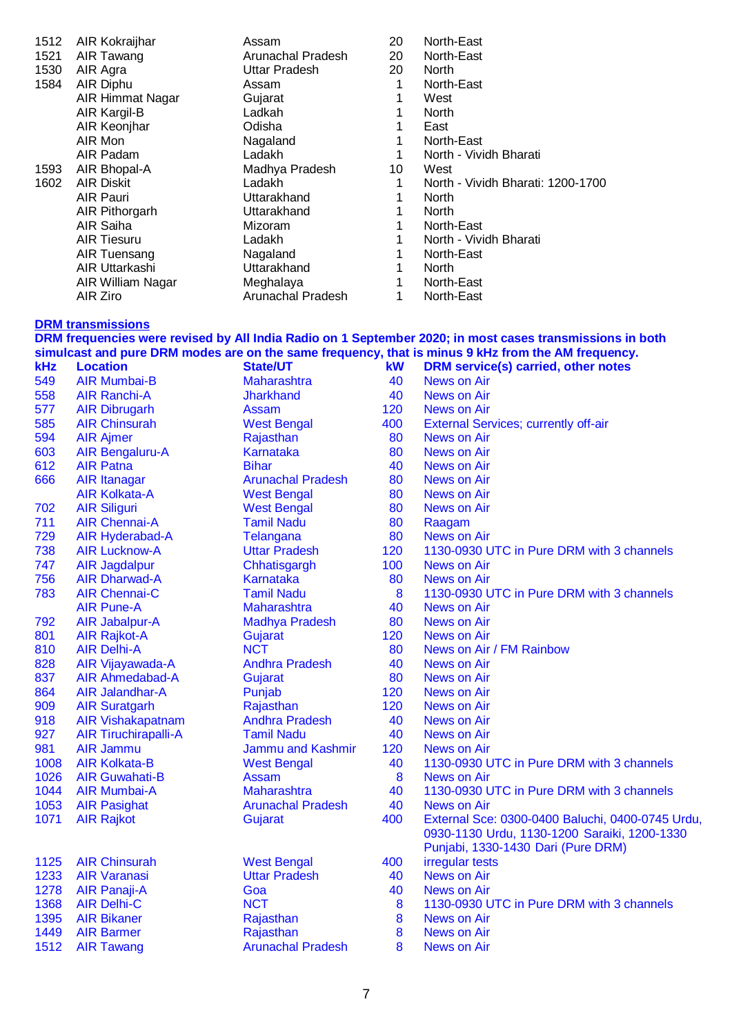| | | | | |
|---|---|---|---|---|
| 1512 | AIR Kokraijhar | Assam | 20 | North-East |
| 1521 | AIR Tawang | Arunachal Pradesh | 20 | North-East |
| 1530 | AIR Agra | Uttar Pradesh | 20 | North |
| 1584 | AIR Diphu | Assam | 1 | North-East |
| | AIR Himmat Nagar | Gujarat | 1 | West |
| | AIR Kargil-B | Ladkah | 1 | North |
| | AIR Keonjhar | Odisha | 1 | East |
| | AIR Mon | Nagaland | 1 | North-East |
| | AIR Padam | Ladakh | 1 | North - Vividh Bharati |
| 1593 | AIR Bhopal-A | Madhya Pradesh | 10 | West |
| 1602 | AIR Diskit | Ladakh | 1 | North - Vividh Bharati: 1200-1700 |
| | AIR Pauri | Uttarakhand | 1 | North |
| | AIR Pithorgarh | Uttarakhand | 1 | North |
| | AIR Saiha | Mizoram | 1 | North-East |
| | AIR Tiesuru | Ladakh | 1 | North - Vividh Bharati |
| | AIR Tuensang | Nagaland | 1 | North-East |
| | AIR Uttarkashi | Uttarakhand | 1 | North |
| | AIR William Nagar | Meghalaya | 1 | North-East |
| | AIR Ziro | Arunachal Pradesh | 1 | North-East |

**DRM transmissions**

**DRM frequencies were revised by All India Radio on 1 September 2020; in most cases transmissions in both simulcast and pure DRM modes are on the same frequency, that is minus 9 kHz from the AM frequency.**

| kHz | Location | State/UT | kW | DRM service(s) carried, other notes |
|---|---|---|---|---|
| 549 | AIR Mumbai-B | Maharashtra | 40 | News on Air |
| 558 | AIR Ranchi-A | Jharkhand | 40 | News on Air |
| 577 | AIR Dibrugarh | Assam | 120 | News on Air |
| 585 | AIR Chinsurah | West Bengal | 400 | External Services; currently off-air |
| 594 | AIR Ajmer | Rajasthan | 80 | News on Air |
| 603 | AIR Bengaluru-A | Karnataka | 80 | News on Air |
| 612 | AIR Patna | Bihar | 40 | News on Air |
| 666 | AIR Itanagar | Arunachal Pradesh | 80 | News on Air |
| | AIR Kolkata-A | West Bengal | 80 | News on Air |
| 702 | AIR Siliguri | West Bengal | 80 | News on Air |
| 711 | AIR Chennai-A | Tamil Nadu | 80 | Raagam |
| 729 | AIR Hyderabad-A | Telangana | 80 | News on Air |
| 738 | AIR Lucknow-A | Uttar Pradesh | 120 | 1130-0930 UTC in Pure DRM with 3 channels |
| 747 | AIR Jagdalpur | Chhatisgargh | 100 | News on Air |
| 756 | AIR Dharwad-A | Karnataka | 80 | News on Air |
| 783 | AIR Chennai-C | Tamil Nadu | 8 | 1130-0930 UTC in Pure DRM with 3 channels |
| | AIR Pune-A | Maharashtra | 40 | News on Air |
| 792 | AIR Jabalpur-A | Madhya Pradesh | 80 | News on Air |
| 801 | AIR Rajkot-A | Gujarat | 120 | News on Air |
| 810 | AIR Delhi-A | NCT | 80 | News on Air / FM Rainbow |
| 828 | AIR Vijayawada-A | Andhra Pradesh | 40 | News on Air |
| 837 | AIR Ahmedabad-A | Gujarat | 80 | News on Air |
| 864 | AIR Jalandhar-A | Punjab | 120 | News on Air |
| 909 | AIR Suratgarh | Rajasthan | 120 | News on Air |
| 918 | AIR Vishakapatnam | Andhra Pradesh | 40 | News on Air |
| 927 | AIR Tiruchirapalli-A | Tamil Nadu | 40 | News on Air |
| 981 | AIR Jammu | Jammu and Kashmir | 120 | News on Air |
| 1008 | AIR Kolkata-B | West Bengal | 40 | 1130-0930 UTC in Pure DRM with 3 channels |
| 1026 | AIR Guwahati-B | Assam | 8 | News on Air |
| 1044 | AIR Mumbai-A | Maharashtra | 40 | 1130-0930 UTC in Pure DRM with 3 channels |
| 1053 | AIR Pasighat | Arunachal Pradesh | 40 | News on Air |
| 1071 | AIR Rajkot | Gujarat | 400 | External Sce: 0300-0400 Baluchi, 0400-0745 Urdu, 0930-1130 Urdu, 1130-1200 Saraiki, 1200-1330 Punjabi, 1330-1430 Dari (Pure DRM) |
| 1125 | AIR Chinsurah | West Bengal | 400 | irregular tests |
| 1233 | AIR Varanasi | Uttar Pradesh | 40 | News on Air |
| 1278 | AIR Panaji-A | Goa | 40 | News on Air |
| 1368 | AIR Delhi-C | NCT | 8 | 1130-0930 UTC in Pure DRM with 3 channels |
| 1395 | AIR Bikaner | Rajasthan | 8 | News on Air |
| 1449 | AIR Barmer | Rajasthan | 8 | News on Air |
| 1512 | AIR Tawang | Arunachal Pradesh | 8 | News on Air |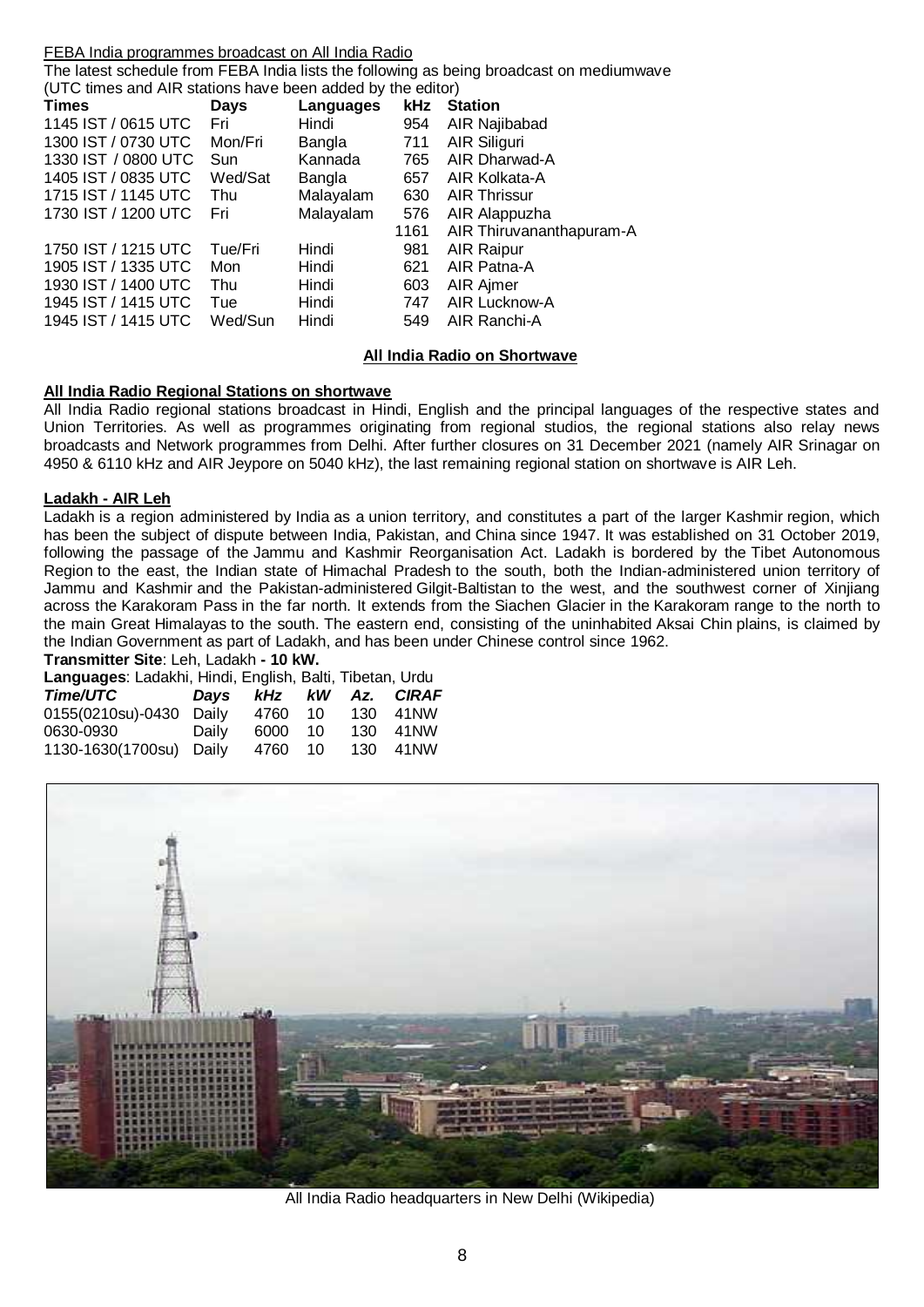FEBA India programmes broadcast on All India Radio

The latest schedule from FEBA India lists the following as being broadcast on mediumwave (UTC times and AIR stations have been added by the editor)

| Times | Days | Languages | kHz | Station |
|---|---|---|---|---|
| 1145 IST / 0615 UTC | Fri | Hindi | 954 | AIR Najibabad |
| 1300 IST / 0730 UTC | Mon/Fri | Bangla | 711 | AIR Siliguri |
| 1330 IST / 0800 UTC | Sun | Kannada | 765 | AIR Dharwad-A |
| 1405 IST / 0835 UTC | Wed/Sat | Bangla | 657 | AIR Kolkata-A |
| 1715 IST / 1145 UTC | Thu | Malayalam | 630 | AIR Thrissur |
| 1730 IST / 1200 UTC | Fri | Malayalam | 576 | AIR Alappuzha |
| | | | 1161 | AIR Thiruvananthapuram-A |
| 1750 IST / 1215 UTC | Tue/Fri | Hindi | 981 | AIR Raipur |
| 1905 IST / 1335 UTC | Mon | Hindi | 621 | AIR Patna-A |
| 1930 IST / 1400 UTC | Thu | Hindi | 603 | AIR Ajmer |
| 1945 IST / 1415 UTC | Tue | Hindi | 747 | AIR Lucknow-A |
| 1945 IST / 1415 UTC | Wed/Sun | Hindi | 549 | AIR Ranchi-A |

## All India Radio on Shortwave

### All India Radio Regional Stations on shortwave

All India Radio regional stations broadcast in Hindi, English and the principal languages of the respective states and Union Territories. As well as programmes originating from regional studios, the regional stations also relay news broadcasts and Network programmes from Delhi. After further closures on 31 December 2021 (namely AIR Srinagar on 4950 & 6110 kHz and AIR Jeypore on 5040 kHz), the last remaining regional station on shortwave is AIR Leh.

### Ladakh - AIR Leh

Ladakh is a region administered by India as a union territory, and constitutes a part of the larger Kashmir region, which has been the subject of dispute between India, Pakistan, and China since 1947. It was established on 31 October 2019, following the passage of the Jammu and Kashmir Reorganisation Act. Ladakh is bordered by the Tibet Autonomous Region to the east, the Indian state of Himachal Pradesh to the south, both the Indian-administered union territory of Jammu and Kashmir and the Pakistan-administered Gilgit-Baltistan to the west, and the southwest corner of Xinjiang across the Karakoram Pass in the far north. It extends from the Siachen Glacier in the Karakoram range to the north to the main Great Himalayas to the south. The eastern end, consisting of the uninhabited Aksai Chin plains, is claimed by the Indian Government as part of Ladakh, and has been under Chinese control since 1962.

**Transmitter Site**: Leh, Ladakh **- 10 kW.**

**Languages**: Ladakhi, Hindi, English, Balti, Tibetan, Urdu

| *Time/UTC* | *Days* | *kHz* | *kW* | *Az.* | *CIRAF* |
|---|---|---|---|---|---|
| 0155(0210su)-0430 | Daily | 4760 | 10 | 130 | 41NW |
| 0630-0930 | Daily | 6000 | 10 | 130 | 41NW |
| 1130-1630(1700su) | Daily | 4760 | 10 | 130 | 41NW |

All India Radio headquarters in New Delhi (Wikipedia)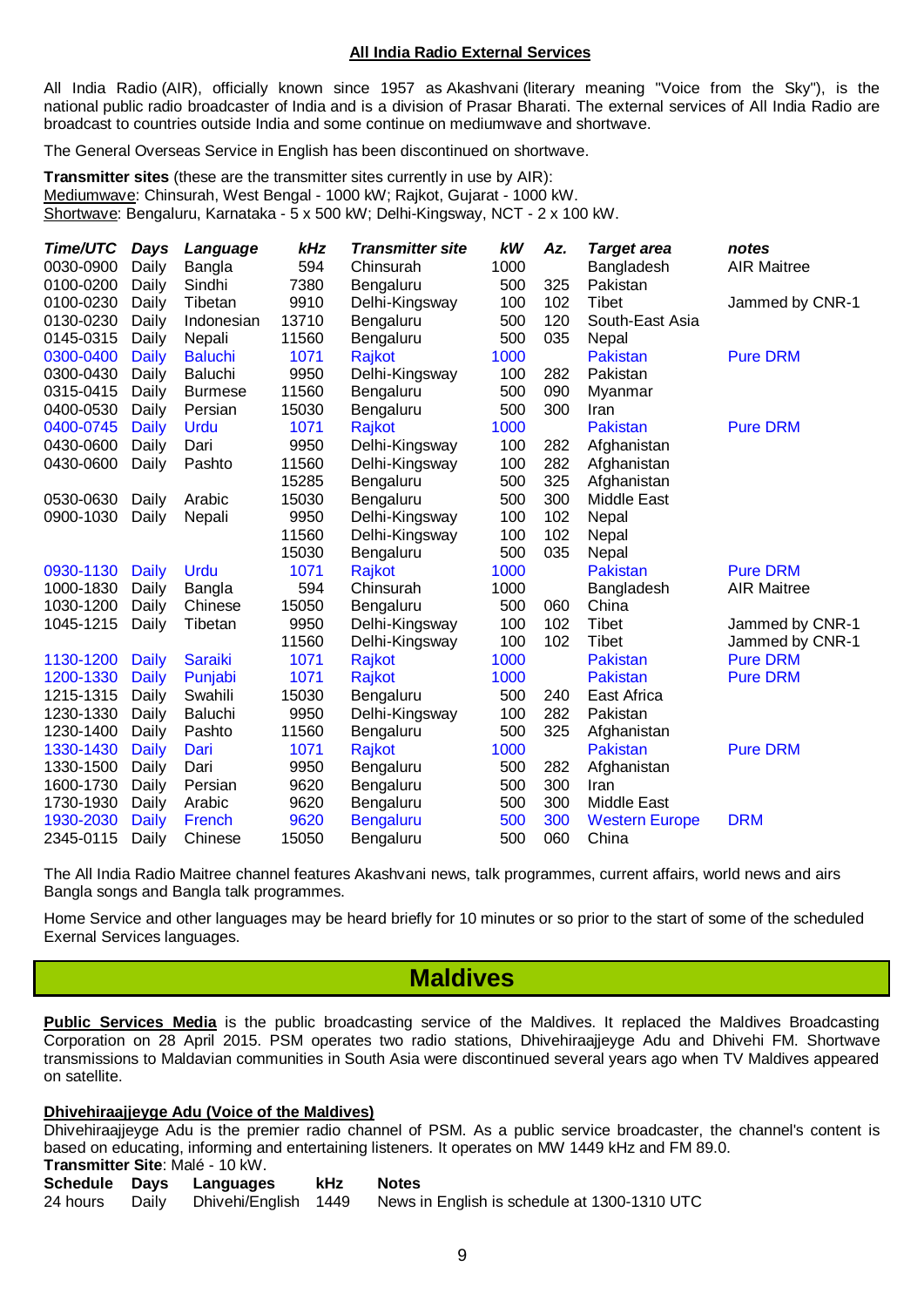## All India Radio External Services

All India Radio (AIR), officially known since 1957 as Akashvani (literary meaning "Voice from the Sky"), is the national public radio broadcaster of India and is a division of Prasar Bharati. The external services of All India Radio are broadcast to countries outside India and some continue on mediumwave and shortwave.

The General Overseas Service in English has been discontinued on shortwave.

**Transmitter sites** (these are the transmitter sites currently in use by AIR):
Mediumwave: Chinsurah, West Bengal - 1000 kW; Rajkot, Gujarat - 1000 kW.
Shortwave: Bengaluru, Karnataka - 5 x 500 kW; Delhi-Kingsway, NCT - 2 x 100 kW.

| *Time/UTC* | *Days* | *Language* | *kHz* | *Transmitter site* | *kW* | *Az.* | *Target area* | *notes* |
|---|---|---|---|---|---|---|---|---|
| 0030-0900 | Daily | Bangla | 594 | Chinsurah | 1000 | | Bangladesh | AIR Maitree |
| 0100-0200 | Daily | Sindhi | 7380 | Bengaluru | 500 | 325 | Pakistan | |
| 0100-0230 | Daily | Tibetan | 9910 | Delhi-Kingsway | 100 | 102 | Tibet | Jammed by CNR-1 |
| 0130-0230 | Daily | Indonesian | 13710 | Bengaluru | 500 | 120 | South-East Asia | |
| 0145-0315 | Daily | Nepali | 11560 | Bengaluru | 500 | 035 | Nepal | |
| 0300-0400 | Daily | Baluchi | 1071 | Rajkot | 1000 | | Pakistan | Pure DRM |
| 0300-0430 | Daily | Baluchi | 9950 | Delhi-Kingsway | 100 | 282 | Pakistan | |
| 0315-0415 | Daily | Burmese | 11560 | Bengaluru | 500 | 090 | Myanmar | |
| 0400-0530 | Daily | Persian | 15030 | Bengaluru | 500 | 300 | Iran | |
| 0400-0745 | Daily | Urdu | 1071 | Rajkot | 1000 | | Pakistan | Pure DRM |
| 0430-0600 | Daily | Dari | 9950 | Delhi-Kingsway | 100 | 282 | Afghanistan | |
| 0430-0600 | Daily | Pashto | 11560 | Delhi-Kingsway | 100 | 282 | Afghanistan | |
| | | | 15285 | Bengaluru | 500 | 325 | Afghanistan | |
| 0530-0630 | Daily | Arabic | 15030 | Bengaluru | 500 | 300 | Middle East | |
| 0900-1030 | Daily | Nepali | 9950 | Delhi-Kingsway | 100 | 102 | Nepal | |
| | | | 11560 | Delhi-Kingsway | 100 | 102 | Nepal | |
| | | | 15030 | Bengaluru | 500 | 035 | Nepal | |
| 0930-1130 | Daily | Urdu | 1071 | Rajkot | 1000 | | Pakistan | Pure DRM |
| 1000-1830 | Daily | Bangla | 594 | Chinsurah | 1000 | | Bangladesh | AIR Maitree |
| 1030-1200 | Daily | Chinese | 15050 | Bengaluru | 500 | 060 | China | |
| 1045-1215 | Daily | Tibetan | 9950 | Delhi-Kingsway | 100 | 102 | Tibet | Jammed by CNR-1 |
| | | | 11560 | Delhi-Kingsway | 100 | 102 | Tibet | Jammed by CNR-1 |
| 1130-1200 | Daily | Saraiki | 1071 | Rajkot | 1000 | | Pakistan | Pure DRM |
| 1200-1330 | Daily | Punjabi | 1071 | Rajkot | 1000 | | Pakistan | Pure DRM |
| 1215-1315 | Daily | Swahili | 15030 | Bengaluru | 500 | 240 | East Africa | |
| 1230-1330 | Daily | Baluchi | 9950 | Delhi-Kingsway | 100 | 282 | Pakistan | |
| 1230-1400 | Daily | Pashto | 11560 | Bengaluru | 500 | 325 | Afghanistan | |
| 1330-1430 | Daily | Dari | 1071 | Rajkot | 1000 | | Pakistan | Pure DRM |
| 1330-1500 | Daily | Dari | 9950 | Bengaluru | 500 | 282 | Afghanistan | |
| 1600-1730 | Daily | Persian | 9620 | Bengaluru | 500 | 300 | Iran | |
| 1730-1930 | Daily | Arabic | 9620 | Bengaluru | 500 | 300 | Middle East | |
| 1930-2030 | Daily | French | 9620 | Bengaluru | 500 | 300 | Western Europe | DRM |
| 2345-0115 | Daily | Chinese | 15050 | Bengaluru | 500 | 060 | China | |

The All India Radio Maitree channel features Akashvani news, talk programmes, current affairs, world news and airs Bangla songs and Bangla talk programmes.

Home Service and other languages may be heard briefly for 10 minutes or so prior to the start of some of the scheduled Exernal Services languages.

# Maldives

**Public Services Media** is the public broadcasting service of the Maldives. It replaced the Maldives Broadcasting Corporation on 28 April 2015. PSM operates two radio stations, Dhivehiraajjeyge Adu and Dhivehi FM. Shortwave transmissions to Maldavian communities in South Asia were discontinued several years ago when TV Maldives appeared on satellite.

### Dhivehiraajjeyge Adu (Voice of the Maldives)

Dhivehiraajjeyge Adu is the premier radio channel of PSM. As a public service broadcaster, the channel's content is based on educating, informing and entertaining listeners. It operates on MW 1449 kHz and FM 89.0.
**Transmitter Site**: Malé - 10 kW.

| **Schedule** | **Days** | **Languages** | **kHz** | **Notes** |
|---|---|---|---|---|
| 24 hours | Daily | Dhivehi/English | 1449 | News in English is schedule at 1300-1310 UTC |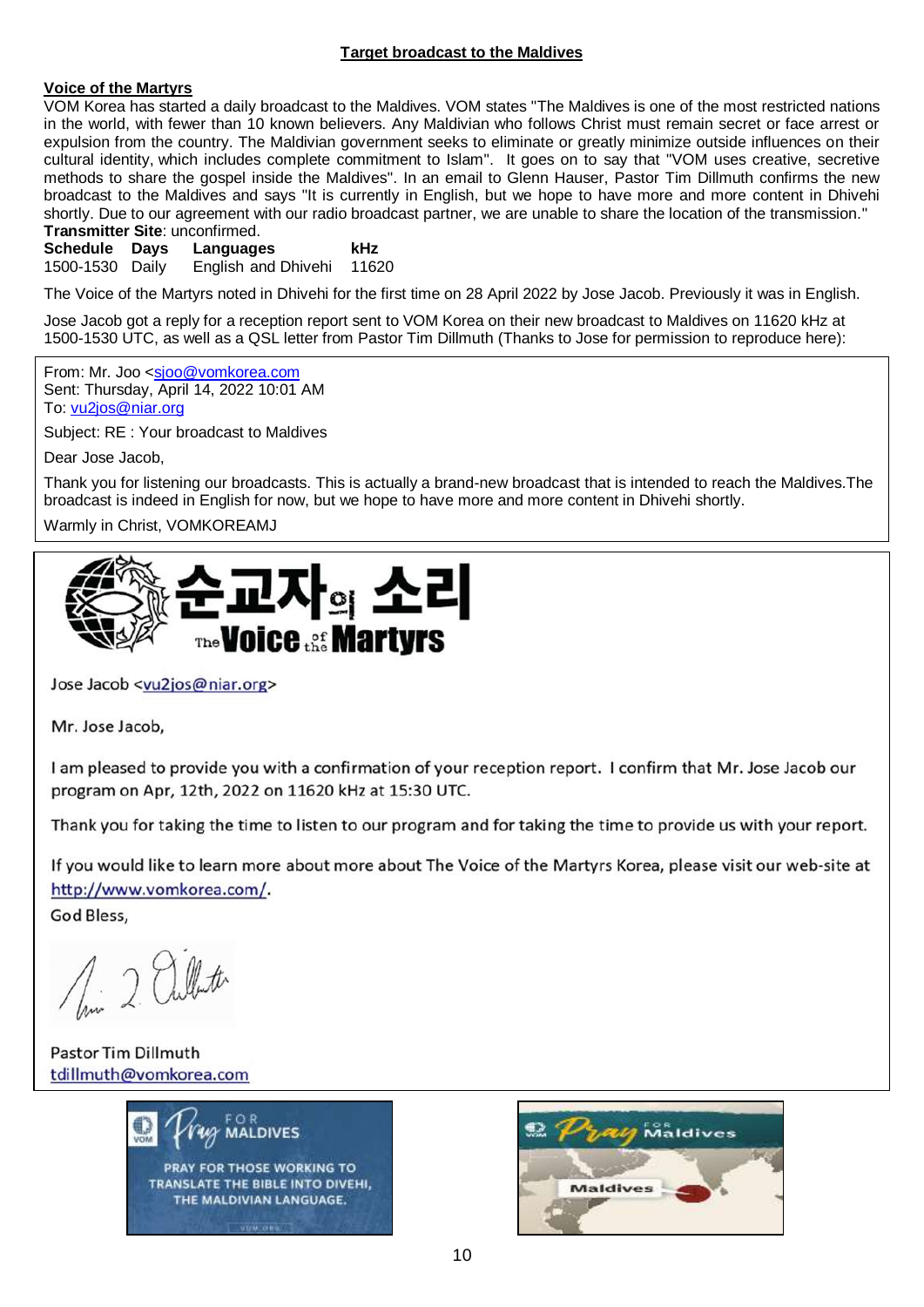## Target broadcast to the Maldives

### Voice of the Martyrs

VOM Korea has started a daily broadcast to the Maldives. VOM states "The Maldives is one of the most restricted nations in the world, with fewer than 10 known believers. Any Maldivian who follows Christ must remain secret or face arrest or expulsion from the country. The Maldivian government seeks to eliminate or greatly minimize outside influences on their cultural identity, which includes complete commitment to Islam". It goes on to say that "VOM uses creative, secretive methods to share the gospel inside the Maldives". In an email to Glenn Hauser, Pastor Tim Dillmuth confirms the new broadcast to the Maldives and says "It is currently in English, but we hope to have more and more content in Dhivehi shortly. Due to our agreement with our radio broadcast partner, we are unable to share the location of the transmission."

**Transmitter Site**: unconfirmed.

| Schedule | Days | Languages | kHz |
|---|---|---|---|
| 1500-1530 | Daily | English and Dhivehi | 11620 |

The Voice of the Martyrs noted in Dhivehi for the first time on 28 April 2022 by Jose Jacob. Previously it was in English.

Jose Jacob got a reply for a reception report sent to VOM Korea on their new broadcast to Maldives on 11620 kHz at 1500-1530 UTC, as well as a QSL letter from Pastor Tim Dillmuth (Thanks to Jose for permission to reproduce here):

From: Mr. Joo <sjoo@vomkorea.com
Sent: Thursday, April 14, 2022 10:01 AM
To: vu2jos@niar.org

Subject: RE : Your broadcast to Maldives

Dear Jose Jacob,

Thank you for listening our broadcasts. This is actually a brand-new broadcast that is intended to reach the Maldives.The broadcast is indeed in English for now, but we hope to have more and more content in Dhivehi shortly.

Warmly in Christ, VOMKOREAMJ

순교자의 소리
The Voice of the Martyrs

Jose Jacob <vu2jos@niar.org>

Mr. Jose Jacob,

I am pleased to provide you with a confirmation of your reception report. I confirm that Mr. Jose Jacob our program on Apr, 12th, 2022 on 11620 kHz at 15:30 UTC.

Thank you for taking the time to listen to our program and for taking the time to provide us with your report.

If you would like to learn more about more about The Voice of the Martyrs Korea, please visit our web-site at http://www.vomkorea.com/.

God Bless,

Pastor Tim Dillmuth
tdillmuth@vomkorea.com

VOM Pray FOR MALDIVES — PRAY FOR THOSE WORKING TO TRANSLATE THE BIBLE INTO DIVEHI, THE MALDIVIAN LANGUAGE.

VOM Pray FOR Maldives — Maldives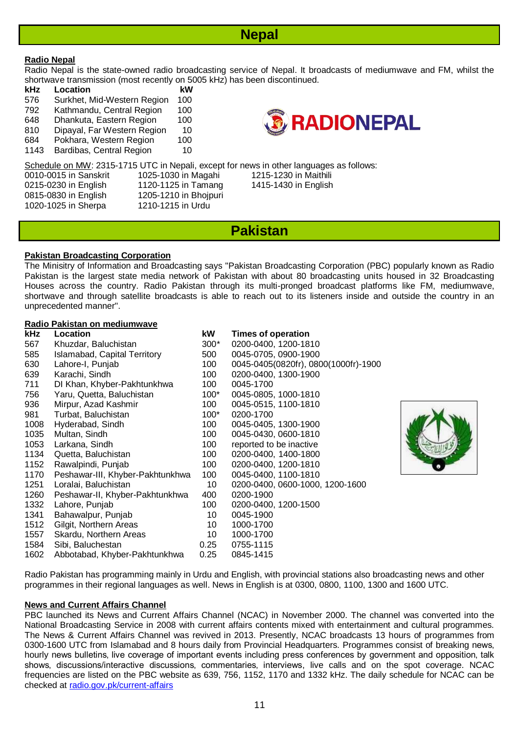# Nepal

**Radio Nepal**

Radio Nepal is the state-owned radio broadcasting service of Nepal. It broadcasts of mediumwave and FM, whilst the shortwave transmission (most recently on 5005 kHz) has been discontinued.

| kHz | Location | kW |
|---|---|---|
| 576 | Surkhet, Mid-Western Region | 100 |
| 792 | Kathmandu, Central Region | 100 |
| 648 | Dhankuta, Eastern Region | 100 |
| 810 | Dipayal, Far Western Region | 10 |
| 684 | Pokhara, Western Region | 100 |
| 1143 | Bardibas, Central Region | 10 |

Schedule on MW: 2315-1715 UTC in Nepali, except for news in other languages as follows:

0010-0015 in Sanskrit
0215-0230 in English
0815-0830 in English
1020-1025 in Sherpa
1025-1030 in Magahi
1120-1125 in Tamang
1205-1210 in Bhojpuri
1210-1215 in Urdu
1215-1230 in Maithili
1415-1430 in English

# Pakistan

**Pakistan Broadcasting Corporation**

The Minisitry of Information and Broadcasting says "Pakistan Broadcasting Corporation (PBC) popularly known as Radio Pakistan is the largest state media network of Pakistan with about 80 broadcasting units housed in 32 Broadcasting Houses across the country. Radio Pakistan through its multi-pronged broadcast platforms like FM, mediumwave, shortwave and through satellite broadcasts is able to reach out to its listeners inside and outside the country in an unprecedented manner".

**Radio Pakistan on mediumwave**

| kHz | Location | kW | Times of operation |
|---|---|---|---|
| 567 | Khuzdar, Baluchistan | 300* | 0200-0400, 1200-1810 |
| 585 | Islamabad, Capital Territory | 500 | 0045-0705, 0900-1900 |
| 630 | Lahore-I, Punjab | 100 | 0045-0405(0820fr), 0800(1000fr)-1900 |
| 639 | Karachi, Sindh | 100 | 0200-0400, 1300-1900 |
| 711 | DI Khan, Khyber-Pakhtunkhwa | 100 | 0045-1700 |
| 756 | Yaru, Quetta, Baluchistan | 100* | 0045-0805, 1000-1810 |
| 936 | Mirpur, Azad Kashmir | 100 | 0045-0515, 1100-1810 |
| 981 | Turbat, Baluchistan | 100* | 0200-1700 |
| 1008 | Hyderabad, Sindh | 100 | 0045-0405, 1300-1900 |
| 1035 | Multan, Sindh | 100 | 0045-0430, 0600-1810 |
| 1053 | Larkana, Sindh | 100 | reported to be inactive |
| 1134 | Quetta, Baluchistan | 100 | 0200-0400, 1400-1800 |
| 1152 | Rawalpindi, Punjab | 100 | 0200-0400, 1200-1810 |
| 1170 | Peshawar-III, Khyber-Pakhtunkhwa | 100 | 0045-0400, 1100-1810 |
| 1251 | Loralai, Baluchistan | 10 | 0200-0400, 0600-1000, 1200-1600 |
| 1260 | Peshawar-II, Khyber-Pakhtunkhwa | 400 | 0200-1900 |
| 1332 | Lahore, Punjab | 100 | 0200-0400, 1200-1500 |
| 1341 | Bahawalpur, Punjab | 10 | 0045-1900 |
| 1512 | Gilgit, Northern Areas | 10 | 1000-1700 |
| 1557 | Skardu, Northern Areas | 10 | 1000-1700 |
| 1584 | Sibi, Baluchestan | 0.25 | 0755-1115 |
| 1602 | Abbotabad, Khyber-Pakhtunkhwa | 0.25 | 0845-1415 |

Radio Pakistan has programming mainly in Urdu and English, with provincial stations also broadcasting news and other programmes in their regional languages as well. News in English is at 0300, 0800, 1100, 1300 and 1600 UTC.

**News and Current Affairs Channel**

PBC launched its News and Current Affairs Channel (NCAC) in November 2000. The channel was converted into the National Broadcasting Service in 2008 with current affairs contents mixed with entertainment and cultural programmes. The News & Current Affairs Channel was revived in 2013. Presently, NCAC broadcasts 13 hours of programmes from 0300-1600 UTC from Islamabad and 8 hours daily from Provincial Headquarters. Programmes consist of breaking news, hourly news bulletins, live coverage of important events including press conferences by government and opposition, talk shows, discussions/interactive discussions, commentaries, interviews, live calls and on the spot coverage. NCAC frequencies are listed on the PBC website as 639, 756, 1152, 1170 and 1332 kHz. The daily schedule for NCAC can be checked at radio.gov.pk/current-affairs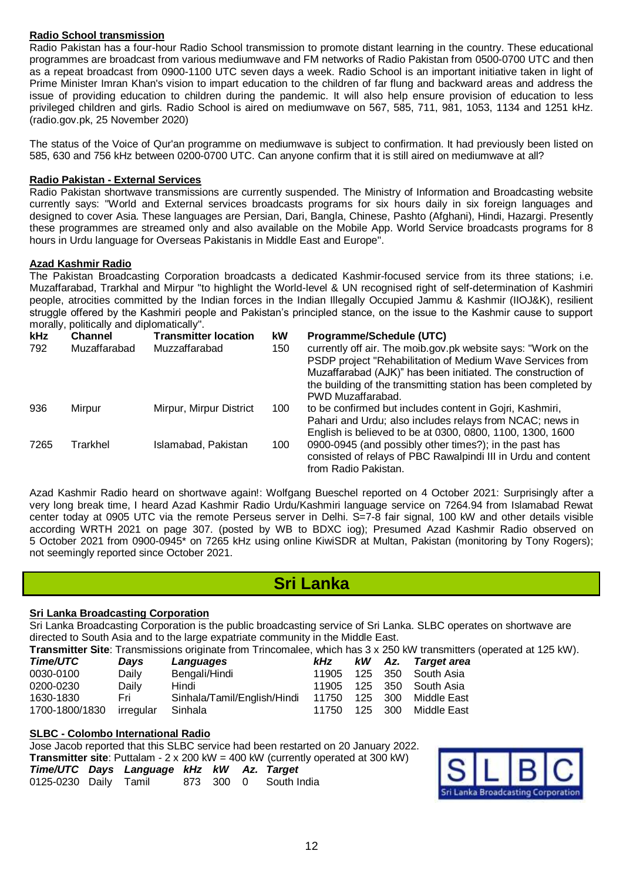### Radio School transmission

Radio Pakistan has a four-hour Radio School transmission to promote distant learning in the country. These educational programmes are broadcast from various mediumwave and FM networks of Radio Pakistan from 0500-0700 UTC and then as a repeat broadcast from 0900-1100 UTC seven days a week. Radio School is an important initiative taken in light of Prime Minister Imran Khan's vision to impart education to the children of far flung and backward areas and address the issue of providing education to children during the pandemic. It will also help ensure provision of education to less privileged children and girls. Radio School is aired on mediumwave on 567, 585, 711, 981, 1053, 1134 and 1251 kHz. (radio.gov.pk, 25 November 2020)

The status of the Voice of Qur'an programme on mediumwave is subject to confirmation. It had previously been listed on 585, 630 and 756 kHz between 0200-0700 UTC. Can anyone confirm that it is still aired on mediumwave at all?

### Radio Pakistan - External Services

Radio Pakistan shortwave transmissions are currently suspended. The Ministry of Information and Broadcasting website currently says: "World and External services broadcasts programs for six hours daily in six foreign languages and designed to cover Asia. These languages are Persian, Dari, Bangla, Chinese, Pashto (Afghani), Hindi, Hazargi. Presently these programmes are streamed only and also available on the Mobile App. World Service broadcasts programs for 8 hours in Urdu language for Overseas Pakistanis in Middle East and Europe".

### Azad Kashmir Radio

The Pakistan Broadcasting Corporation broadcasts a dedicated Kashmir-focused service from its three stations; i.e. Muzaffarabad, Trarkhal and Mirpur "to highlight the World-level & UN recognised right of self-determination of Kashmiri people, atrocities committed by the Indian forces in the Indian Illegally Occupied Jammu & Kashmir (IIOJ&K), resilient struggle offered by the Kashmiri people and Pakistan's principled stance, on the issue to the Kashmir cause to support morally, politically and diplomatically".

| kHz | Channel | Transmitter location | kW | Programme/Schedule (UTC) |
|---|---|---|---|---|
| 792 | Muzaffarabad | Muzzaffarabad | 150 | currently off air. The moib.gov.pk website says: "Work on the PSDP project "Rehabilitation of Medium Wave Services from Muzaffarabad (AJK)" has been initiated. The construction of the building of the transmitting station has been completed by PWD Muzaffarabad. |
| 936 | Mirpur | Mirpur, Mirpur District | 100 | to be confirmed but includes content in Gojri, Kashmiri, Pahari and Urdu; also includes relays from NCAC; news in English is believed to be at 0300, 0800, 1100, 1300, 1600 |
| 7265 | Trarkhel | Islamabad, Pakistan | 100 | 0900-0945 (and possibly other times?); in the past has consisted of relays of PBC Rawalpindi III in Urdu and content from Radio Pakistan. |

Azad Kashmir Radio heard on shortwave again!: Wolfgang Bueschel reported on 4 October 2021: Surprisingly after a very long break time, I heard Azad Kashmir Radio Urdu/Kashmiri language service on 7264.94 from Islamabad Rewat center today at 0905 UTC via the remote Perseus server in Delhi. S=7-8 fair signal, 100 kW and other details visible according WRTH 2021 on page 307. (posted by WB to BDXC iog); Presumed Azad Kashmir Radio observed on 5 October 2021 from 0900-0945* on 7265 kHz using online KiwiSDR at Multan, Pakistan (monitoring by Tony Rogers); not seemingly reported since October 2021.

# Sri Lanka

### Sri Lanka Broadcasting Corporation

Sri Lanka Broadcasting Corporation is the public broadcasting service of Sri Lanka. SLBC operates on shortwave are directed to South Asia and to the large expatriate community in the Middle East.

**Transmitter Site**: Transmissions originate from Trincomalee, which has 3 x 250 kW transmitters (operated at 125 kW).

| *Time/UTC* | *Days* | *Languages* | *kHz* | *kW* | *Az.* | *Target area* |
|---|---|---|---|---|---|---|
| 0030-0100 | Daily | Bengali/Hindi | 11905 | 125 | 350 | South Asia |
| 0200-0230 | Daily | Hindi | 11905 | 125 | 350 | South Asia |
| 1630-1830 | Fri | Sinhala/Tamil/English/Hindi | 11750 | 125 | 300 | Middle East |
| 1700-1800/1830 | irregular | Sinhala | 11750 | 125 | 300 | Middle East |

### SLBC - Colombo International Radio

Jose Jacob reported that this SLBC service had been restarted on 20 January 2022.

**Transmitter site**: Puttalam - 2 x 200 kW = 400 kW (currently operated at 300 kW)

| *Time/UTC* | *Days* | *Language* | *kHz* | *kW* | *Az.* | *Target* |
|---|---|---|---|---|---|---|
| 0125-0230 | Daily | Tamil | 873 | 300 | 0 | South India |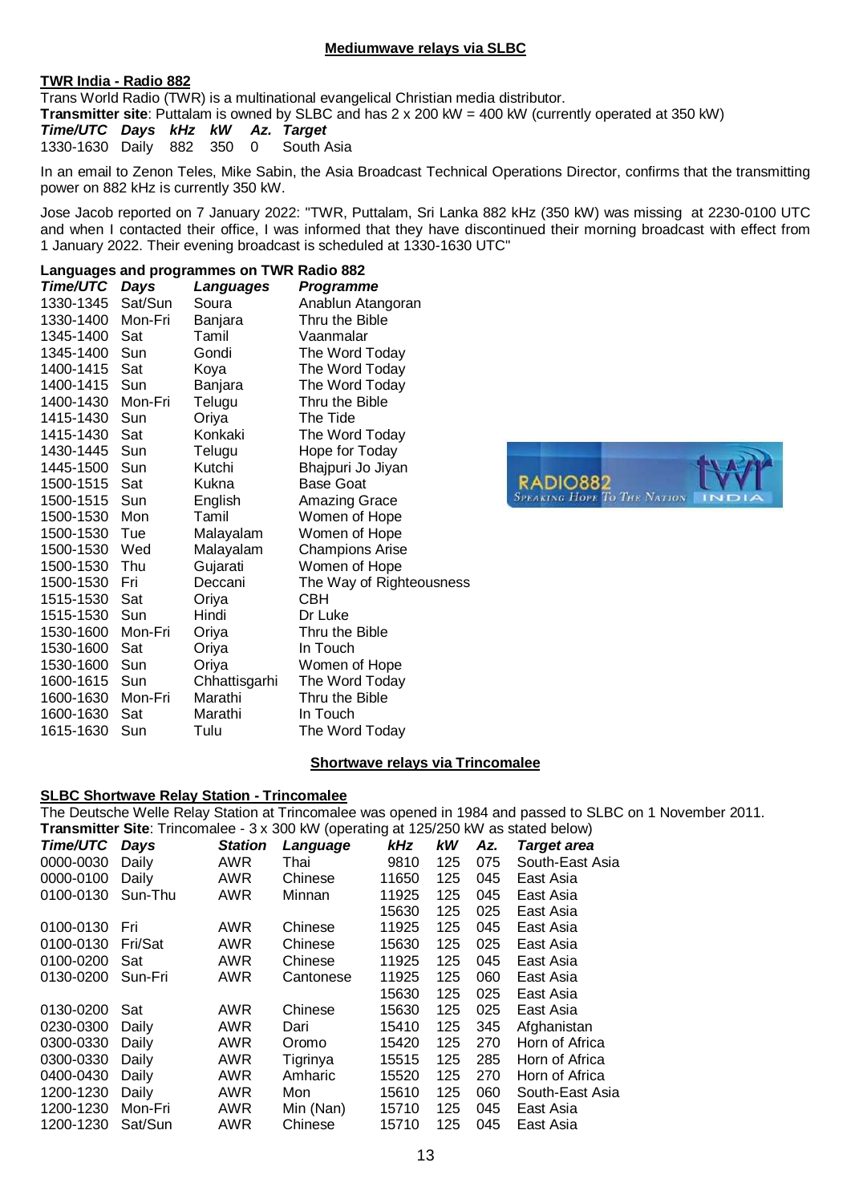## Mediumwave relays via SLBC

### TWR India - Radio 882

Trans World Radio (TWR) is a multinational evangelical Christian media distributor.
**Transmitter site**: Puttalam is owned by SLBC and has 2 x 200 kW = 400 kW (currently operated at 350 kW)

| *Time/UTC* | *Days* | *kHz* | *kW* | *Az.* | *Target* |
|---|---|---|---|---|---|
| 1330-1630 | Daily | 882 | 350 | 0 | South Asia |

In an email to Zenon Teles, Mike Sabin, the Asia Broadcast Technical Operations Director, confirms that the transmitting power on 882 kHz is currently 350 kW.

Jose Jacob reported on 7 January 2022: "TWR, Puttalam, Sri Lanka 882 kHz (350 kW) was missing at 2230-0100 UTC and when I contacted their office, I was informed that they have discontinued their morning broadcast with effect from 1 January 2022. Their evening broadcast is scheduled at 1330-1630 UTC"

**Languages and programmes on TWR Radio 882**

| *Time/UTC* | *Days* | *Languages* | *Programme* |
|---|---|---|---|
| 1330-1345 | Sat/Sun | Soura | Anablun Atangoran |
| 1330-1400 | Mon-Fri | Banjara | Thru the Bible |
| 1345-1400 | Sat | Tamil | Vaanmalar |
| 1345-1400 | Sun | Gondi | The Word Today |
| 1400-1415 | Sat | Koya | The Word Today |
| 1400-1415 | Sun | Banjara | The Word Today |
| 1400-1430 | Mon-Fri | Telugu | Thru the Bible |
| 1415-1430 | Sun | Oriya | The Tide |
| 1415-1430 | Sat | Konkaki | The Word Today |
| 1430-1445 | Sun | Telugu | Hope for Today |
| 1445-1500 | Sun | Kutchi | Bhajpuri Jo Jiyan |
| 1500-1515 | Sat | Kukna | Base Goat |
| 1500-1515 | Sun | English | Amazing Grace |
| 1500-1530 | Mon | Tamil | Women of Hope |
| 1500-1530 | Tue | Malayalam | Women of Hope |
| 1500-1530 | Wed | Malayalam | Champions Arise |
| 1500-1530 | Thu | Gujarati | Women of Hope |
| 1500-1530 | Fri | Deccani | The Way of Righteousness |
| 1515-1530 | Sat | Oriya | CBH |
| 1515-1530 | Sun | Hindi | Dr Luke |
| 1530-1600 | Mon-Fri | Oriya | Thru the Bible |
| 1530-1600 | Sat | Oriya | In Touch |
| 1530-1600 | Sun | Oriya | Women of Hope |
| 1600-1615 | Sun | Chhattisgarhi | The Word Today |
| 1600-1630 | Mon-Fri | Marathi | Thru the Bible |
| 1600-1630 | Sat | Marathi | In Touch |
| 1615-1630 | Sun | Tulu | The Word Today |

## Shortwave relays via Trincomalee

### SLBC Shortwave Relay Station - Trincomalee

The Deutsche Welle Relay Station at Trincomalee was opened in 1984 and passed to SLBC on 1 November 2011.
**Transmitter Site**: Trincomalee - 3 x 300 kW (operating at 125/250 kW as stated below)

| *Time/UTC* | *Days* | *Station* | *Language* | *kHz* | *kW* | *Az.* | *Target area* |
|---|---|---|---|---|---|---|---|
| 0000-0030 | Daily | AWR | Thai | 9810 | 125 | 075 | South-East Asia |
| 0000-0100 | Daily | AWR | Chinese | 11650 | 125 | 045 | East Asia |
| 0100-0130 | Sun-Thu | AWR | Minnan | 11925 | 125 | 045 | East Asia |
| | | | | 15630 | 125 | 025 | East Asia |
| 0100-0130 | Fri | AWR | Chinese | 11925 | 125 | 045 | East Asia |
| 0100-0130 | Fri/Sat | AWR | Chinese | 15630 | 125 | 025 | East Asia |
| 0100-0200 | Sat | AWR | Chinese | 11925 | 125 | 045 | East Asia |
| 0130-0200 | Sun-Fri | AWR | Cantonese | 11925 | 125 | 060 | East Asia |
| | | | | 15630 | 125 | 025 | East Asia |
| 0130-0200 | Sat | AWR | Chinese | 15630 | 125 | 025 | East Asia |
| 0230-0300 | Daily | AWR | Dari | 15410 | 125 | 345 | Afghanistan |
| 0300-0330 | Daily | AWR | Oromo | 15420 | 125 | 270 | Horn of Africa |
| 0300-0330 | Daily | AWR | Tigrinya | 15515 | 125 | 285 | Horn of Africa |
| 0400-0430 | Daily | AWR | Amharic | 15520 | 125 | 270 | Horn of Africa |
| 1200-1230 | Daily | AWR | Mon | 15610 | 125 | 060 | South-East Asia |
| 1200-1230 | Mon-Fri | AWR | Min (Nan) | 15710 | 125 | 045 | East Asia |
| 1200-1230 | Sat/Sun | AWR | Chinese | 15710 | 125 | 045 | East Asia |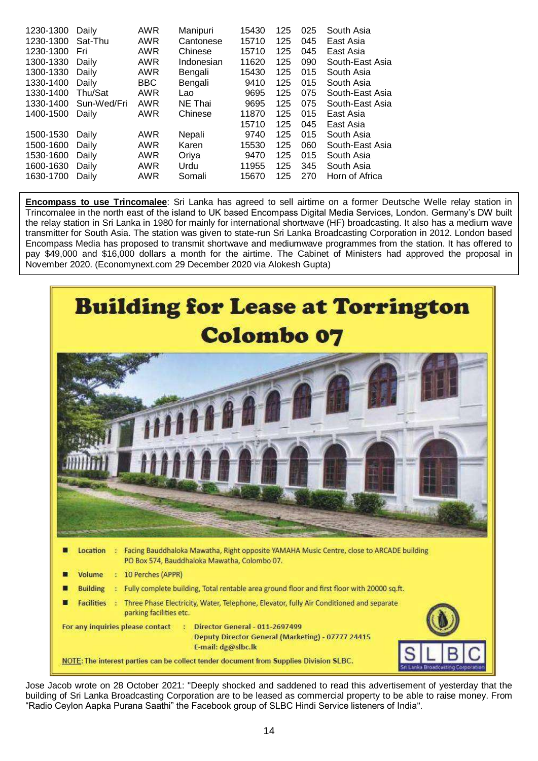| | | | | | | | |
|---|---|---|---|---|---|---|---|
| 1230-1300 | Daily | AWR | Manipuri | 15430 | 125 | 025 | South Asia |
| 1230-1300 | Sat-Thu | AWR | Cantonese | 15710 | 125 | 045 | East Asia |
| 1230-1300 | Fri | AWR | Chinese | 15710 | 125 | 045 | East Asia |
| 1300-1330 | Daily | AWR | Indonesian | 11620 | 125 | 090 | South-East Asia |
| 1300-1330 | Daily | AWR | Bengali | 15430 | 125 | 015 | South Asia |
| 1330-1400 | Daily | BBC | Bengali | 9410 | 125 | 015 | South Asia |
| 1330-1400 | Thu/Sat | AWR | Lao | 9695 | 125 | 075 | South-East Asia |
| 1330-1400 | Sun-Wed/Fri | AWR | NE Thai | 9695 | 125 | 075 | South-East Asia |
| 1400-1500 | Daily | AWR | Chinese | 11870 | 125 | 015 | East Asia |
| | | | | 15710 | 125 | 045 | East Asia |
| 1500-1530 | Daily | AWR | Nepali | 9740 | 125 | 015 | South Asia |
| 1500-1600 | Daily | AWR | Karen | 15530 | 125 | 060 | South-East Asia |
| 1530-1600 | Daily | AWR | Oriya | 9470 | 125 | 015 | South Asia |
| 1600-1630 | Daily | AWR | Urdu | 11955 | 125 | 345 | South Asia |
| 1630-1700 | Daily | AWR | Somali | 15670 | 125 | 270 | Horn of Africa |

**Encompass to use Trincomalee**: Sri Lanka has agreed to sell airtime on a former Deutsche Welle relay station in Trincomalee in the north east of the island to UK based Encompass Digital Media Services, London. Germany's DW built the relay station in Sri Lanka in 1980 for mainly for international shortwave (HF) broadcasting. It also has a medium wave transmitter for South Asia. The station was given to state-run Sri Lanka Broadcasting Corporation in 2012. London based Encompass Media has proposed to transmit shortwave and mediumwave programmes from the station. It has offered to pay $49,000 and $16,000 dollars a month for the airtime. The Cabinet of Ministers had approved the proposal in November 2020. (Economynext.com 29 December 2020 via Alokesh Gupta)

# Building for Lease at Torrington Colombo 07

- **Location** : Facing Bauddhaloka Mawatha, Right opposite YAMAHA Music Centre, close to ARCADE building PO Box 574, Bauddhaloka Mawatha, Colombo 07.
- **Volume** : 10 Perches (APPR)
- **Building** : Fully complete building, Total rentable area ground floor and first floor with 20000 sq.ft.
- **Facilities** : Three Phase Electricity, Water, Telephone, Elevator, fully Air Conditioned and separate parking facilities etc.

For any inquiries please contact : Director General - 011-2697499
Deputy Director General (Marketing) - 07777 24415
E-mail: dg@slbc.lk

NOTE: The interest parties can be collect tender document from Supplies Division SLBC.

SLBC Sri Lanka Broadcasting Corporation

Jose Jacob wrote on 28 October 2021: "Deeply shocked and saddened to read this advertisement of yesterday that the building of Sri Lanka Broadcasting Corporation are to be leased as commercial property to be able to raise money. From "Radio Ceylon Aapka Purana Saathi" the Facebook group of SLBC Hindi Service listeners of India".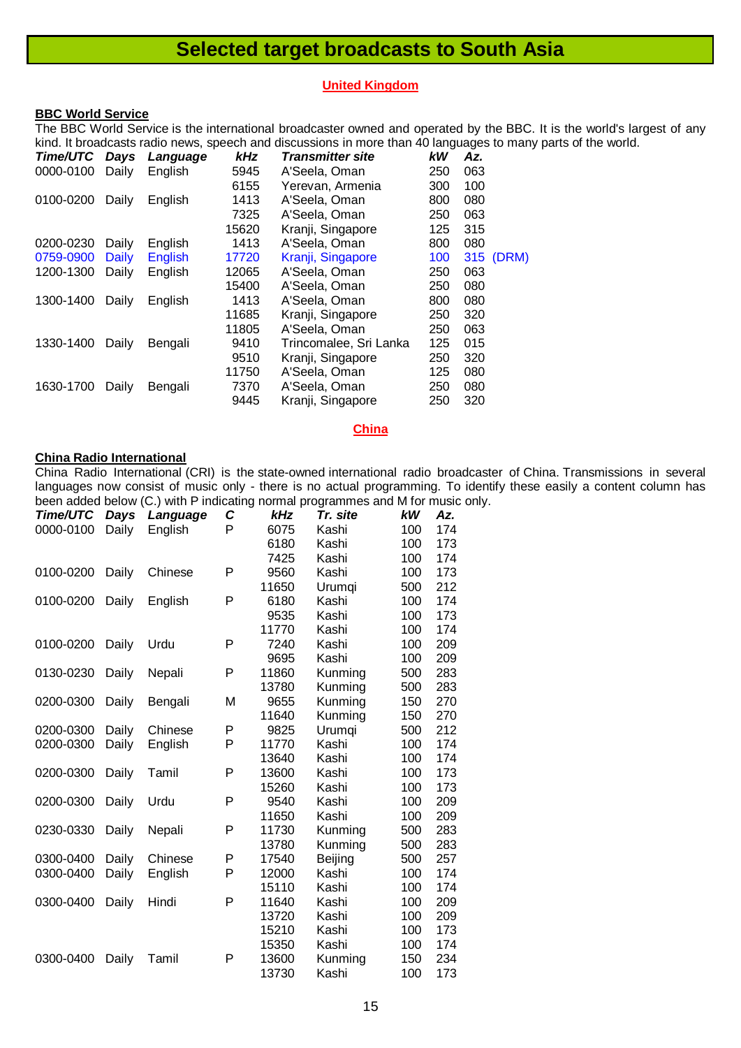# Selected target broadcasts to South Asia

## United Kingdom

### BBC World Service

The BBC World Service is the international broadcaster owned and operated by the BBC. It is the world's largest of any kind. It broadcasts radio news, speech and discussions in more than 40 languages to many parts of the world.

| *Time/UTC* | *Days* | *Language* | *kHz* | *Transmitter site* | *kW* | *Az.* |
|---|---|---|---|---|---|---|
| 0000-0100 | Daily | English | 5945 | A'Seela, Oman | 250 | 063 |
| | | | 6155 | Yerevan, Armenia | 300 | 100 |
| 0100-0200 | Daily | English | 1413 | A'Seela, Oman | 800 | 080 |
| | | | 7325 | A'Seela, Oman | 250 | 063 |
| | | | 15620 | Kranji, Singapore | 125 | 315 |
| 0200-0230 | Daily | English | 1413 | A'Seela, Oman | 800 | 080 |
| 0759-0900 | Daily | English | 17720 | Kranji, Singapore | 100 | 315 (DRM) |
| 1200-1300 | Daily | English | 12065 | A'Seela, Oman | 250 | 063 |
| | | | 15400 | A'Seela, Oman | 250 | 080 |
| 1300-1400 | Daily | English | 1413 | A'Seela, Oman | 800 | 080 |
| | | | 11685 | Kranji, Singapore | 250 | 320 |
| | | | 11805 | A'Seela, Oman | 250 | 063 |
| 1330-1400 | Daily | Bengali | 9410 | Trincomalee, Sri Lanka | 125 | 015 |
| | | | 9510 | Kranji, Singapore | 250 | 320 |
| | | | 11750 | A'Seela, Oman | 125 | 080 |
| 1630-1700 | Daily | Bengali | 7370 | A'Seela, Oman | 250 | 080 |
| | | | 9445 | Kranji, Singapore | 250 | 320 |

## China

### China Radio International

China Radio International (CRI) is the state-owned international radio broadcaster of China. Transmissions in several languages now consist of music only - there is no actual programming. To identify these easily a content column has been added below (C.) with P indicating normal programmes and M for music only.

| *Time/UTC* | *Days* | *Language* | *C* | *kHz* | *Tr. site* | *kW* | *Az.* |
|---|---|---|---|---|---|---|---|
| 0000-0100 | Daily | English | P | 6075 | Kashi | 100 | 174 |
| | | | | 6180 | Kashi | 100 | 173 |
| | | | | 7425 | Kashi | 100 | 174 |
| 0100-0200 | Daily | Chinese | P | 9560 | Kashi | 100 | 173 |
| | | | | 11650 | Urumqi | 500 | 212 |
| 0100-0200 | Daily | English | P | 6180 | Kashi | 100 | 174 |
| | | | | 9535 | Kashi | 100 | 173 |
| | | | | 11770 | Kashi | 100 | 174 |
| 0100-0200 | Daily | Urdu | P | 7240 | Kashi | 100 | 209 |
| | | | | 9695 | Kashi | 100 | 209 |
| 0130-0230 | Daily | Nepali | P | 11860 | Kunming | 500 | 283 |
| | | | | 13780 | Kunming | 500 | 283 |
| 0200-0300 | Daily | Bengali | M | 9655 | Kunming | 150 | 270 |
| | | | | 11640 | Kunming | 150 | 270 |
| 0200-0300 | Daily | Chinese | P | 9825 | Urumqi | 500 | 212 |
| 0200-0300 | Daily | English | P | 11770 | Kashi | 100 | 174 |
| | | | | 13640 | Kashi | 100 | 174 |
| 0200-0300 | Daily | Tamil | P | 13600 | Kashi | 100 | 173 |
| | | | | 15260 | Kashi | 100 | 173 |
| 0200-0300 | Daily | Urdu | P | 9540 | Kashi | 100 | 209 |
| | | | | 11650 | Kashi | 100 | 209 |
| 0230-0330 | Daily | Nepali | P | 11730 | Kunming | 500 | 283 |
| | | | | 13780 | Kunming | 500 | 283 |
| 0300-0400 | Daily | Chinese | P | 17540 | Beijing | 500 | 257 |
| 0300-0400 | Daily | English | P | 12000 | Kashi | 100 | 174 |
| | | | | 15110 | Kashi | 100 | 174 |
| 0300-0400 | Daily | Hindi | P | 11640 | Kashi | 100 | 209 |
| | | | | 13720 | Kashi | 100 | 209 |
| | | | | 15210 | Kashi | 100 | 173 |
| | | | | 15350 | Kashi | 100 | 174 |
| 0300-0400 | Daily | Tamil | P | 13600 | Kunming | 150 | 234 |
| | | | | 13730 | Kashi | 100 | 173 |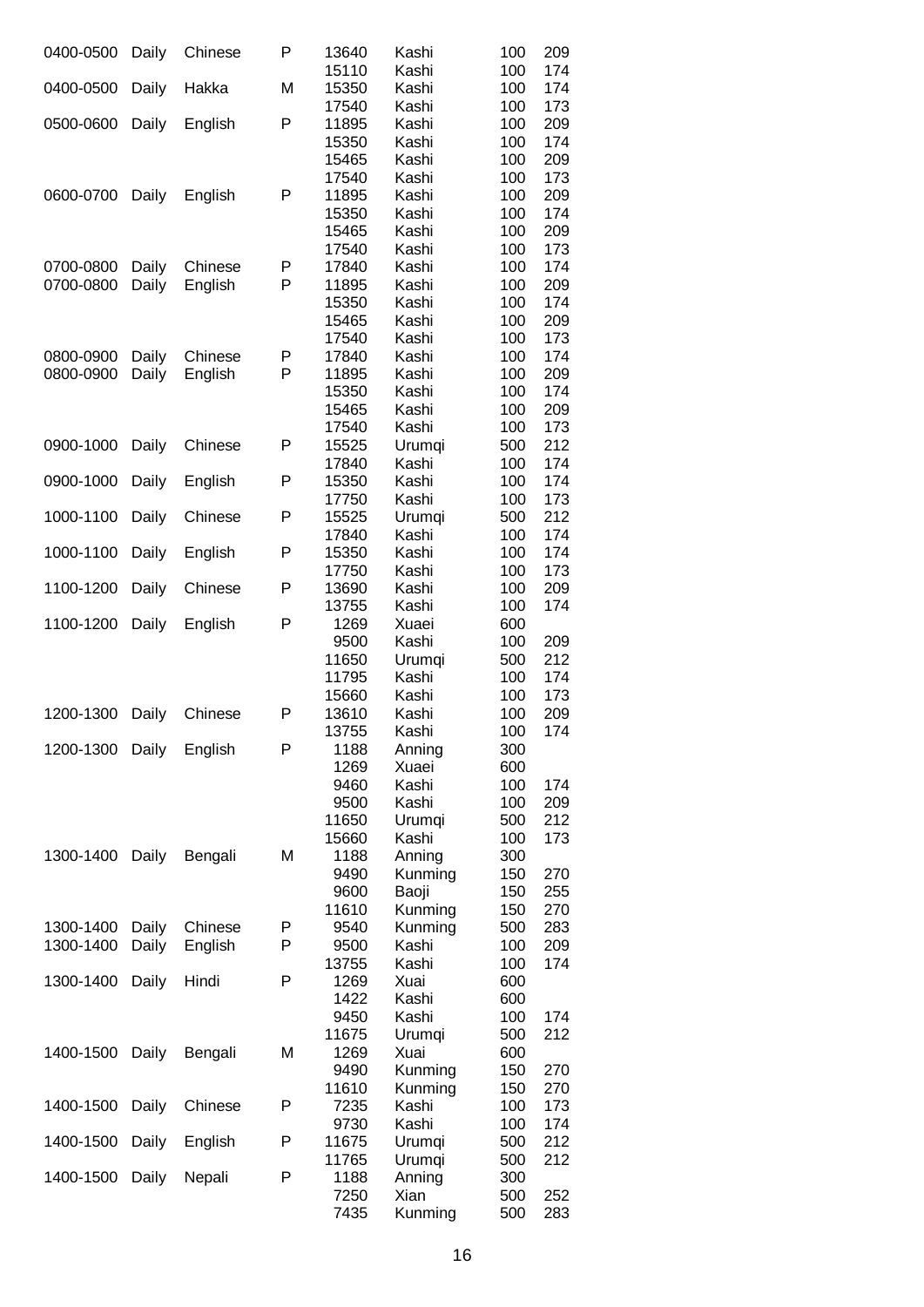| | | | | | | | |
|---|---|---|---|---|---|---|---|
| 0400-0500 | Daily | Chinese | P | 13640 | Kashi | 100 | 209 |
| | | | | 15110 | Kashi | 100 | 174 |
| 0400-0500 | Daily | Hakka | M | 15350 | Kashi | 100 | 174 |
| | | | | 17540 | Kashi | 100 | 173 |
| 0500-0600 | Daily | English | P | 11895 | Kashi | 100 | 209 |
| | | | | 15350 | Kashi | 100 | 174 |
| | | | | 15465 | Kashi | 100 | 209 |
| | | | | 17540 | Kashi | 100 | 173 |
| 0600-0700 | Daily | English | P | 11895 | Kashi | 100 | 209 |
| | | | | 15350 | Kashi | 100 | 174 |
| | | | | 15465 | Kashi | 100 | 209 |
| | | | | 17540 | Kashi | 100 | 173 |
| 0700-0800 | Daily | Chinese | P | 17840 | Kashi | 100 | 174 |
| 0700-0800 | Daily | English | P | 11895 | Kashi | 100 | 209 |
| | | | | 15350 | Kashi | 100 | 174 |
| | | | | 15465 | Kashi | 100 | 209 |
| | | | | 17540 | Kashi | 100 | 173 |
| 0800-0900 | Daily | Chinese | P | 17840 | Kashi | 100 | 174 |
| 0800-0900 | Daily | English | P | 11895 | Kashi | 100 | 209 |
| | | | | 15350 | Kashi | 100 | 174 |
| | | | | 15465 | Kashi | 100 | 209 |
| | | | | 17540 | Kashi | 100 | 173 |
| 0900-1000 | Daily | Chinese | P | 15525 | Urumqi | 500 | 212 |
| | | | | 17840 | Kashi | 100 | 174 |
| 0900-1000 | Daily | English | P | 15350 | Kashi | 100 | 174 |
| | | | | 17750 | Kashi | 100 | 173 |
| 1000-1100 | Daily | Chinese | P | 15525 | Urumqi | 500 | 212 |
| | | | | 17840 | Kashi | 100 | 174 |
| 1000-1100 | Daily | English | P | 15350 | Kashi | 100 | 174 |
| | | | | 17750 | Kashi | 100 | 173 |
| 1100-1200 | Daily | Chinese | P | 13690 | Kashi | 100 | 209 |
| | | | | 13755 | Kashi | 100 | 174 |
| 1100-1200 | Daily | English | P | 1269 | Xuaei | 600 | |
| | | | | 9500 | Kashi | 100 | 209 |
| | | | | 11650 | Urumqi | 500 | 212 |
| | | | | 11795 | Kashi | 100 | 174 |
| | | | | 15660 | Kashi | 100 | 173 |
| 1200-1300 | Daily | Chinese | P | 13610 | Kashi | 100 | 209 |
| | | | | 13755 | Kashi | 100 | 174 |
| 1200-1300 | Daily | English | P | 1188 | Anning | 300 | |
| | | | | 1269 | Xuaei | 600 | |
| | | | | 9460 | Kashi | 100 | 174 |
| | | | | 9500 | Kashi | 100 | 209 |
| | | | | 11650 | Urumqi | 500 | 212 |
| | | | | 15660 | Kashi | 100 | 173 |
| 1300-1400 | Daily | Bengali | M | 1188 | Anning | 300 | |
| | | | | 9490 | Kunming | 150 | 270 |
| | | | | 9600 | Baoji | 150 | 255 |
| | | | | 11610 | Kunming | 150 | 270 |
| 1300-1400 | Daily | Chinese | P | 9540 | Kunming | 500 | 283 |
| 1300-1400 | Daily | English | P | 9500 | Kashi | 100 | 209 |
| | | | | 13755 | Kashi | 100 | 174 |
| 1300-1400 | Daily | Hindi | P | 1269 | Xuai | 600 | |
| | | | | 1422 | Kashi | 600 | |
| | | | | 9450 | Kashi | 100 | 174 |
| | | | | 11675 | Urumqi | 500 | 212 |
| 1400-1500 | Daily | Bengali | M | 1269 | Xuai | 600 | |
| | | | | 9490 | Kunming | 150 | 270 |
| | | | | 11610 | Kunming | 150 | 270 |
| 1400-1500 | Daily | Chinese | P | 7235 | Kashi | 100 | 173 |
| | | | | 9730 | Kashi | 100 | 174 |
| 1400-1500 | Daily | English | P | 11675 | Urumqi | 500 | 212 |
| | | | | 11765 | Urumqi | 500 | 212 |
| 1400-1500 | Daily | Nepali | P | 1188 | Anning | 300 | |
| | | | | 7250 | Xian | 500 | 252 |
| | | | | 7435 | Kunming | 500 | 283 |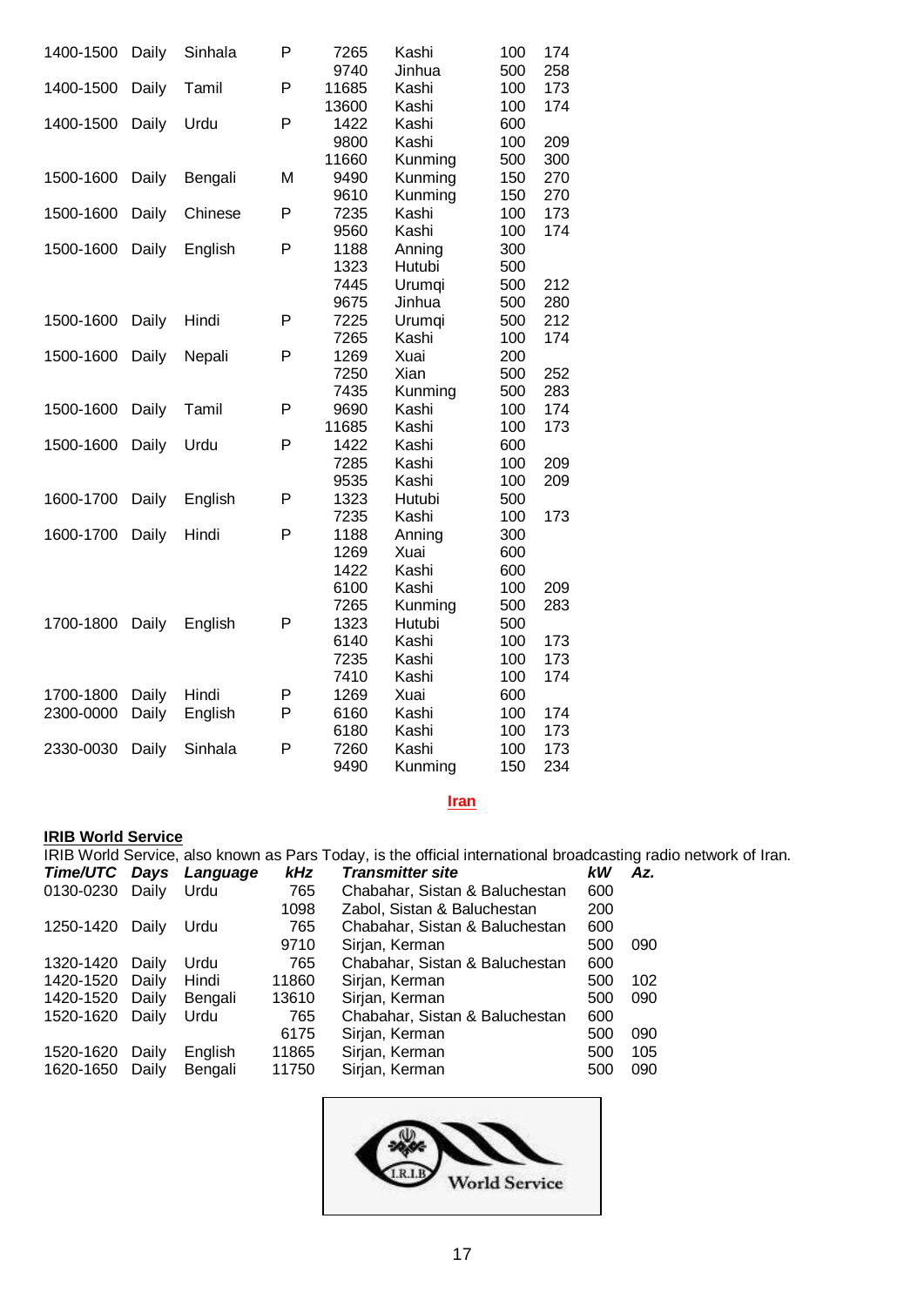| | | | | | | | |
|---|---|---|---|---|---|---|---|
| 1400-1500 | Daily | Sinhala | P | 7265 | Kashi | 100 | 174 |
| | | | | 9740 | Jinhua | 500 | 258 |
| 1400-1500 | Daily | Tamil | P | 11685 | Kashi | 100 | 173 |
| | | | | 13600 | Kashi | 100 | 174 |
| 1400-1500 | Daily | Urdu | P | 1422 | Kashi | 600 | |
| | | | | 9800 | Kashi | 100 | 209 |
| | | | | 11660 | Kunming | 500 | 300 |
| 1500-1600 | Daily | Bengali | M | 9490 | Kunming | 150 | 270 |
| | | | | 9610 | Kunming | 150 | 270 |
| 1500-1600 | Daily | Chinese | P | 7235 | Kashi | 100 | 173 |
| | | | | 9560 | Kashi | 100 | 174 |
| 1500-1600 | Daily | English | P | 1188 | Anning | 300 | |
| | | | | 1323 | Hutubi | 500 | |
| | | | | 7445 | Urumqi | 500 | 212 |
| | | | | 9675 | Jinhua | 500 | 280 |
| 1500-1600 | Daily | Hindi | P | 7225 | Urumqi | 500 | 212 |
| | | | | 7265 | Kashi | 100 | 174 |
| 1500-1600 | Daily | Nepali | P | 1269 | Xuai | 200 | |
| | | | | 7250 | Xian | 500 | 252 |
| | | | | 7435 | Kunming | 500 | 283 |
| 1500-1600 | Daily | Tamil | P | 9690 | Kashi | 100 | 174 |
| | | | | 11685 | Kashi | 100 | 173 |
| 1500-1600 | Daily | Urdu | P | 1422 | Kashi | 600 | |
| | | | | 7285 | Kashi | 100 | 209 |
| | | | | 9535 | Kashi | 100 | 209 |
| 1600-1700 | Daily | English | P | 1323 | Hutubi | 500 | |
| | | | | 7235 | Kashi | 100 | 173 |
| 1600-1700 | Daily | Hindi | P | 1188 | Anning | 300 | |
| | | | | 1269 | Xuai | 600 | |
| | | | | 1422 | Kashi | 600 | |
| | | | | 6100 | Kashi | 100 | 209 |
| | | | | 7265 | Kunming | 500 | 283 |
| 1700-1800 | Daily | English | P | 1323 | Hutubi | 500 | |
| | | | | 6140 | Kashi | 100 | 173 |
| | | | | 7235 | Kashi | 100 | 173 |
| | | | | 7410 | Kashi | 100 | 174 |
| 1700-1800 | Daily | Hindi | P | 1269 | Xuai | 600 | |
| 2300-0000 | Daily | English | P | 6160 | Kashi | 100 | 174 |
| | | | | 6180 | Kashi | 100 | 173 |
| 2330-0030 | Daily | Sinhala | P | 7260 | Kashi | 100 | 173 |
| | | | | 9490 | Kunming | 150 | 234 |

## Iran

### IRIB World Service

IRIB World Service, also known as Pars Today, is the official international broadcasting radio network of Iran.

| *Time/UTC* | *Days* | *Language* | *kHz* | *Transmitter site* | *kW* | *Az.* |
|---|---|---|---|---|---|---|
| 0130-0230 | Daily | Urdu | 765 | Chabahar, Sistan & Baluchestan | 600 | |
| | | | 1098 | Zabol, Sistan & Baluchestan | 200 | |
| 1250-1420 | Daily | Urdu | 765 | Chabahar, Sistan & Baluchestan | 600 | |
| | | | 9710 | Sirjan, Kerman | 500 | 090 |
| 1320-1420 | Daily | Urdu | 765 | Chabahar, Sistan & Baluchestan | 600 | |
| 1420-1520 | Daily | Hindi | 11860 | Sirjan, Kerman | 500 | 102 |
| 1420-1520 | Daily | Bengali | 13610 | Sirjan, Kerman | 500 | 090 |
| 1520-1620 | Daily | Urdu | 765 | Chabahar, Sistan & Baluchestan | 600 | |
| | | | 6175 | Sirjan, Kerman | 500 | 090 |
| 1520-1620 | Daily | English | 11865 | Sirjan, Kerman | 500 | 105 |
| 1620-1650 | Daily | Bengali | 11750 | Sirjan, Kerman | 500 | 090 |

I.R.I.B World Service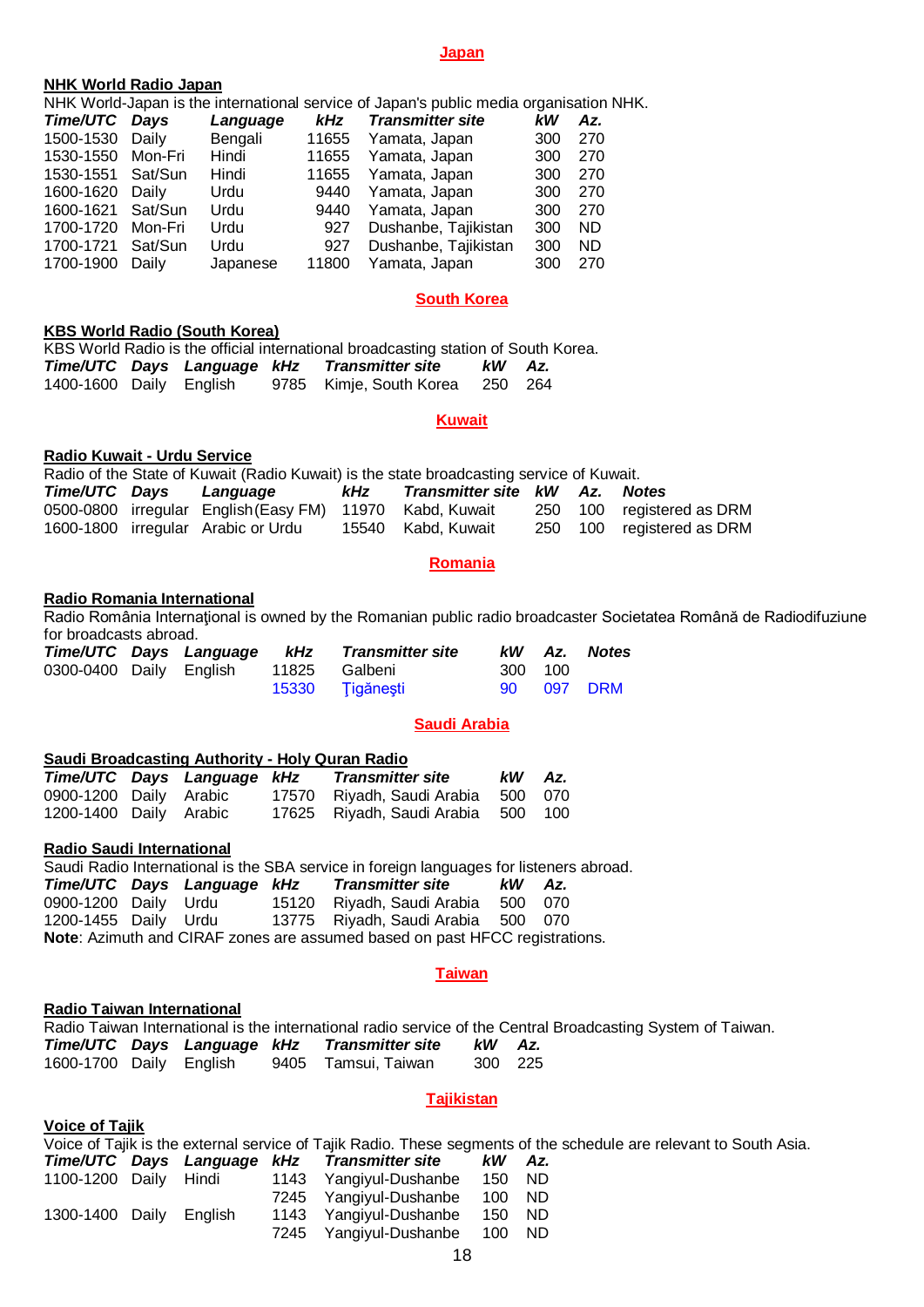## Japan

### NHK World Radio Japan

NHK World-Japan is the international service of Japan's public media organisation NHK.

| *Time/UTC* | *Days* | *Language* | *kHz* | *Transmitter site* | *kW* | *Az.* |
|---|---|---|---|---|---|---|
| 1500-1530 | Daily | Bengali | 11655 | Yamata, Japan | 300 | 270 |
| 1530-1550 | Mon-Fri | Hindi | 11655 | Yamata, Japan | 300 | 270 |
| 1530-1551 | Sat/Sun | Hindi | 11655 | Yamata, Japan | 300 | 270 |
| 1600-1620 | Daily | Urdu | 9440 | Yamata, Japan | 300 | 270 |
| 1600-1621 | Sat/Sun | Urdu | 9440 | Yamata, Japan | 300 | 270 |
| 1700-1720 | Mon-Fri | Urdu | 927 | Dushanbe, Tajikistan | 300 | ND |
| 1700-1721 | Sat/Sun | Urdu | 927 | Dushanbe, Tajikistan | 300 | ND |
| 1700-1900 | Daily | Japanese | 11800 | Yamata, Japan | 300 | 270 |

## South Korea

### KBS World Radio (South Korea)

KBS World Radio is the official international broadcasting station of South Korea.

| *Time/UTC* | *Days* | *Language* | *kHz* | *Transmitter site* | *kW* | *Az.* |
|---|---|---|---|---|---|---|
| 1400-1600 | Daily | English | 9785 | Kimje, South Korea | 250 | 264 |

## Kuwait

### Radio Kuwait - Urdu Service

Radio of the State of Kuwait (Radio Kuwait) is the state broadcasting service of Kuwait.

| *Time/UTC* | *Days* | *Language* | *kHz* | *Transmitter site* | *kW* | *Az.* | *Notes* |
|---|---|---|---|---|---|---|---|
| 0500-0800 | irregular | English (Easy FM) | 11970 | Kabd, Kuwait | 250 | 100 | registered as DRM |
| 1600-1800 | irregular | Arabic or Urdu | 15540 | Kabd, Kuwait | 250 | 100 | registered as DRM |

## Romania

### Radio Romania International

Radio România Internaţional is owned by the Romanian public radio broadcaster Societatea Română de Radiodifuziune for broadcasts abroad.

| *Time/UTC* | *Days* | *Language* | *kHz* | *Transmitter site* | *kW* | *Az.* | *Notes* |
|---|---|---|---|---|---|---|---|
| 0300-0400 | Daily | English | 11825 | Galbeni | 300 | 100 | |
| | | | 15330 | Ţigăneşti | 90 | 097 | DRM |

## Saudi Arabia

### Saudi Broadcasting Authority - Holy Quran Radio

| *Time/UTC* | *Days* | *Language* | *kHz* | *Transmitter site* | *kW* | *Az.* |
|---|---|---|---|---|---|---|
| 0900-1200 | Daily | Arabic | 17570 | Riyadh, Saudi Arabia | 500 | 070 |
| 1200-1400 | Daily | Arabic | 17625 | Riyadh, Saudi Arabia | 500 | 100 |

### Radio Saudi International

Saudi Radio International is the SBA service in foreign languages for listeners abroad.

| *Time/UTC* | *Days* | *Language* | *kHz* | *Transmitter site* | *kW* | *Az.* |
|---|---|---|---|---|---|---|
| 0900-1200 | Daily | Urdu | 15120 | Riyadh, Saudi Arabia | 500 | 070 |
| 1200-1455 | Daily | Urdu | 13775 | Riyadh, Saudi Arabia | 500 | 070 |

**Note**: Azimuth and CIRAF zones are assumed based on past HFCC registrations.

## Taiwan

### Radio Taiwan International

Radio Taiwan International is the international radio service of the Central Broadcasting System of Taiwan.

| *Time/UTC* | *Days* | *Language* | *kHz* | *Transmitter site* | *kW* | *Az.* |
|---|---|---|---|---|---|---|
| 1600-1700 | Daily | English | 9405 | Tamsui, Taiwan | 300 | 225 |

## Tajikistan

### Voice of Tajik

Voice of Tajik is the external service of Tajik Radio. These segments of the schedule are relevant to South Asia.

| *Time/UTC* | *Days* | *Language* | *kHz* | *Transmitter site* | *kW* | *Az.* |
|---|---|---|---|---|---|---|
| 1100-1200 | Daily | Hindi | 1143 | Yangiyul-Dushanbe | 150 | ND |
| | | | 7245 | Yangiyul-Dushanbe | 100 | ND |
| 1300-1400 | Daily | English | 1143 | Yangiyul-Dushanbe | 150 | ND |
| | | | 7245 | Yangiyul-Dushanbe | 100 | ND |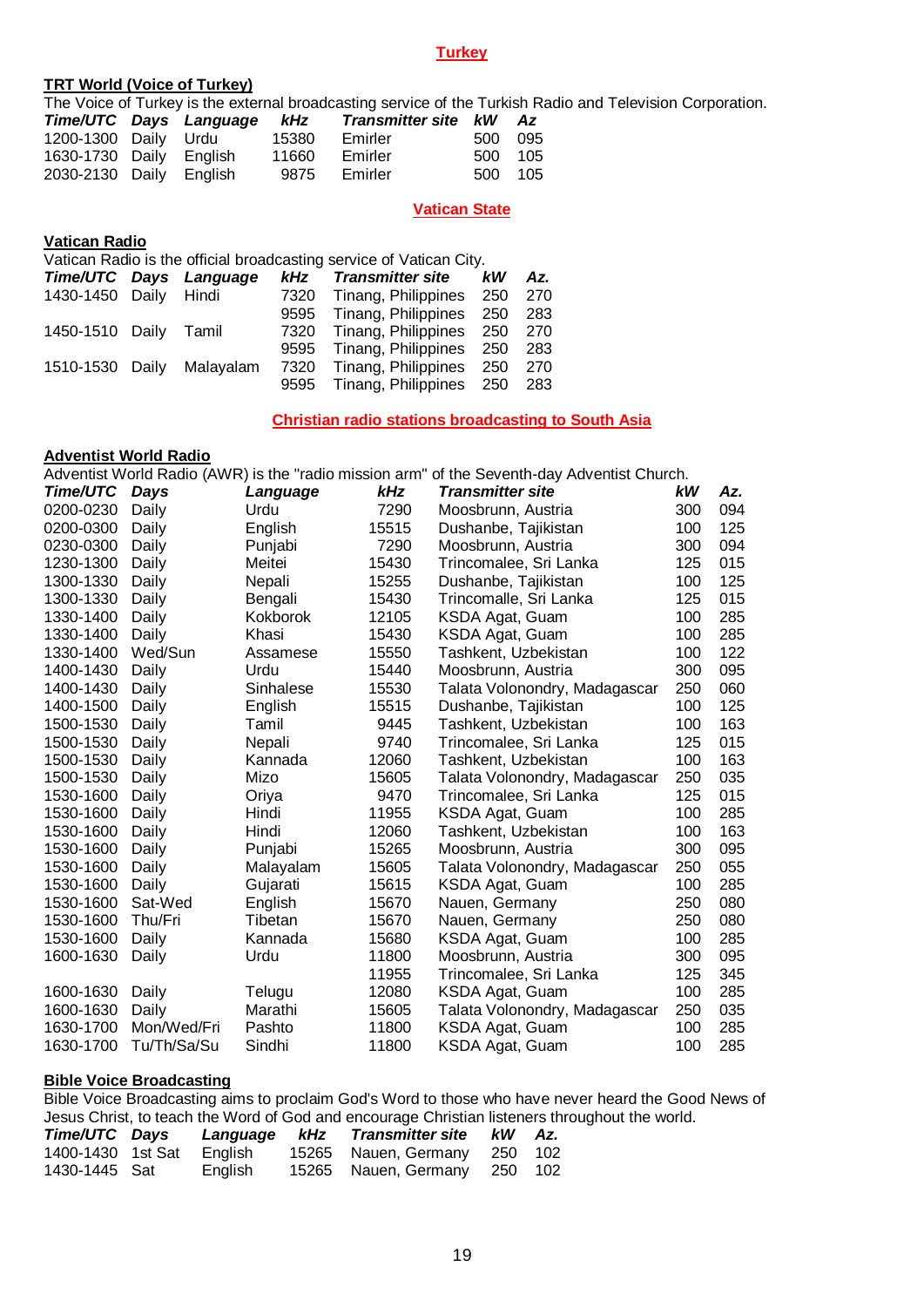## Turkey

### TRT World (Voice of Turkey)

The Voice of Turkey is the external broadcasting service of the Turkish Radio and Television Corporation.

| *Time/UTC* | *Days* | *Language* | *kHz* | *Transmitter site* | *kW* | *Az* |
|---|---|---|---|---|---|---|
| 1200-1300 | Daily | Urdu | 15380 | Emirler | 500 | 095 |
| 1630-1730 | Daily | English | 11660 | Emirler | 500 | 105 |
| 2030-2130 | Daily | English | 9875 | Emirler | 500 | 105 |

## Vatican State

### Vatican Radio

Vatican Radio is the official broadcasting service of Vatican City.

| *Time/UTC* | *Days* | *Language* | *kHz* | *Transmitter site* | *kW* | *Az.* |
|---|---|---|---|---|---|---|
| 1430-1450 | Daily | Hindi | 7320 | Tinang, Philippines | 250 | 270 |
| | | | 9595 | Tinang, Philippines | 250 | 283 |
| 1450-1510 | Daily | Tamil | 7320 | Tinang, Philippines | 250 | 270 |
| | | | 9595 | Tinang, Philippines | 250 | 283 |
| 1510-1530 | Daily | Malayalam | 7320 | Tinang, Philippines | 250 | 270 |
| | | | 9595 | Tinang, Philippines | 250 | 283 |

## Christian radio stations broadcasting to South Asia

### Adventist World Radio

Adventist World Radio (AWR) is the "radio mission arm" of the Seventh-day Adventist Church.

| *Time/UTC* | *Days* | *Language* | *kHz* | *Transmitter site* | *kW* | *Az.* |
|---|---|---|---|---|---|---|
| 0200-0230 | Daily | Urdu | 7290 | Moosbrunn, Austria | 300 | 094 |
| 0200-0300 | Daily | English | 15515 | Dushanbe, Tajikistan | 100 | 125 |
| 0230-0300 | Daily | Punjabi | 7290 | Moosbrunn, Austria | 300 | 094 |
| 1230-1300 | Daily | Meitei | 15430 | Trincomalee, Sri Lanka | 125 | 015 |
| 1300-1330 | Daily | Nepali | 15255 | Dushanbe, Tajikistan | 100 | 125 |
| 1300-1330 | Daily | Bengali | 15430 | Trincomalle, Sri Lanka | 125 | 015 |
| 1330-1400 | Daily | Kokborok | 12105 | KSDA Agat, Guam | 100 | 285 |
| 1330-1400 | Daily | Khasi | 15430 | KSDA Agat, Guam | 100 | 285 |
| 1330-1400 | Wed/Sun | Assamese | 15550 | Tashkent, Uzbekistan | 100 | 122 |
| 1400-1430 | Daily | Urdu | 15440 | Moosbrunn, Austria | 300 | 095 |
| 1400-1430 | Daily | Sinhalese | 15530 | Talata Volonondry, Madagascar | 250 | 060 |
| 1400-1500 | Daily | English | 15515 | Dushanbe, Tajikistan | 100 | 125 |
| 1500-1530 | Daily | Tamil | 9445 | Tashkent, Uzbekistan | 100 | 163 |
| 1500-1530 | Daily | Nepali | 9740 | Trincomalee, Sri Lanka | 125 | 015 |
| 1500-1530 | Daily | Kannada | 12060 | Tashkent, Uzbekistan | 100 | 163 |
| 1500-1530 | Daily | Mizo | 15605 | Talata Volonondry, Madagascar | 250 | 035 |
| 1530-1600 | Daily | Oriya | 9470 | Trincomalee, Sri Lanka | 125 | 015 |
| 1530-1600 | Daily | Hindi | 11955 | KSDA Agat, Guam | 100 | 285 |
| 1530-1600 | Daily | Hindi | 12060 | Tashkent, Uzbekistan | 100 | 163 |
| 1530-1600 | Daily | Punjabi | 15265 | Moosbrunn, Austria | 300 | 095 |
| 1530-1600 | Daily | Malayalam | 15605 | Talata Volonondry, Madagascar | 250 | 055 |
| 1530-1600 | Daily | Gujarati | 15615 | KSDA Agat, Guam | 100 | 285 |
| 1530-1600 | Sat-Wed | English | 15670 | Nauen, Germany | 250 | 080 |
| 1530-1600 | Thu/Fri | Tibetan | 15670 | Nauen, Germany | 250 | 080 |
| 1530-1600 | Daily | Kannada | 15680 | KSDA Agat, Guam | 100 | 285 |
| 1600-1630 | Daily | Urdu | 11800 | Moosbrunn, Austria | 300 | 095 |
| | | | 11955 | Trincomalee, Sri Lanka | 125 | 345 |
| 1600-1630 | Daily | Telugu | 12080 | KSDA Agat, Guam | 100 | 285 |
| 1600-1630 | Daily | Marathi | 15605 | Talata Volonondry, Madagascar | 250 | 035 |
| 1630-1700 | Mon/Wed/Fri | Pashto | 11800 | KSDA Agat, Guam | 100 | 285 |
| 1630-1700 | Tu/Th/Sa/Su | Sindhi | 11800 | KSDA Agat, Guam | 100 | 285 |

### Bible Voice Broadcasting

Bible Voice Broadcasting aims to proclaim God's Word to those who have never heard the Good News of Jesus Christ, to teach the Word of God and encourage Christian listeners throughout the world.

| *Time/UTC* | *Days* | *Language* | *kHz* | *Transmitter site* | *kW* | *Az.* |
|---|---|---|---|---|---|---|
| 1400-1430 | 1st Sat | English | 15265 | Nauen, Germany | 250 | 102 |
| 1430-1445 | Sat | English | 15265 | Nauen, Germany | 250 | 102 |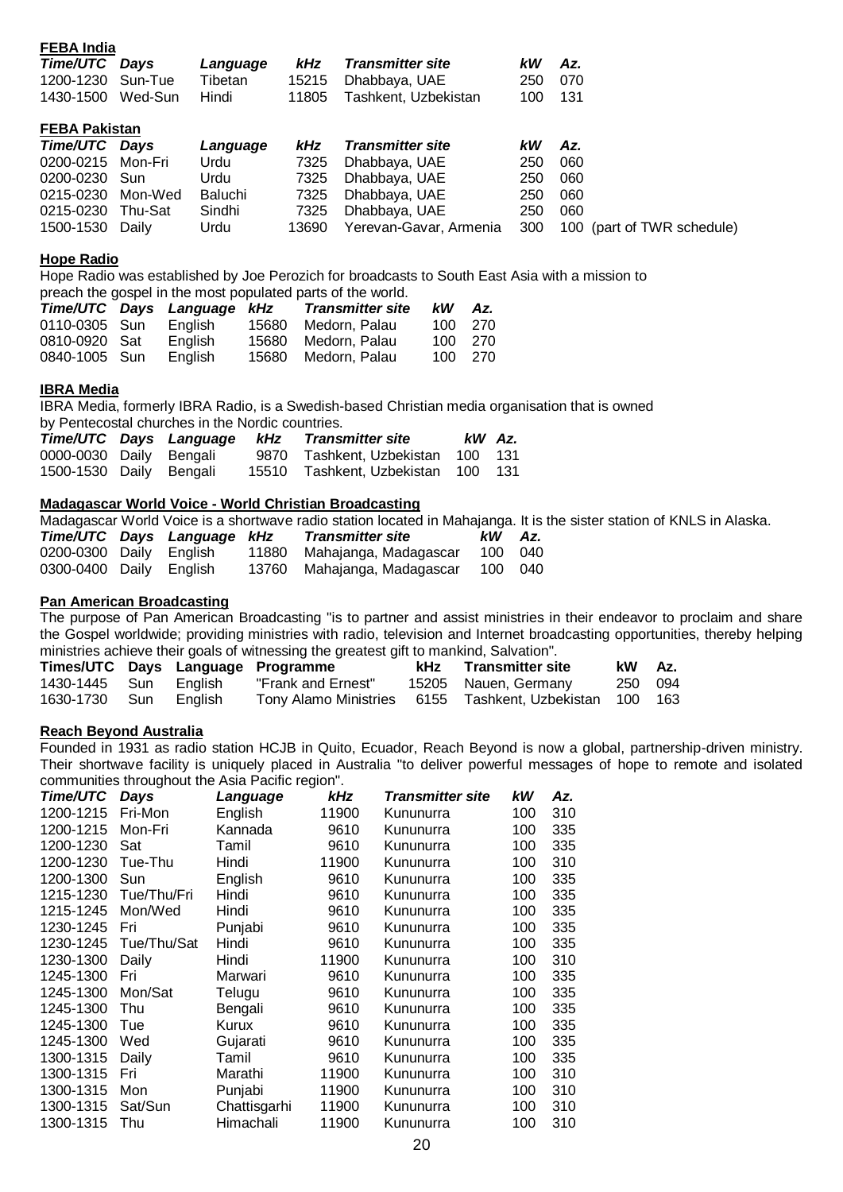## FEBA India

| Time/UTC | Days | Language | kHz | Transmitter site | kW | Az. |
|---|---|---|---|---|---|---|
| 1200-1230 | Sun-Tue | Tibetan | 15215 | Dhabbaya, UAE | 250 | 070 |
| 1430-1500 | Wed-Sun | Hindi | 11805 | Tashkent, Uzbekistan | 100 | 131 |

## FEBA Pakistan

| Time/UTC | Days | Language | kHz | Transmitter site | kW | Az. |
|---|---|---|---|---|---|---|
| 0200-0215 | Mon-Fri | Urdu | 7325 | Dhabbaya, UAE | 250 | 060 |
| 0200-0230 | Sun | Urdu | 7325 | Dhabbaya, UAE | 250 | 060 |
| 0215-0230 | Mon-Wed | Baluchi | 7325 | Dhabbaya, UAE | 250 | 060 |
| 0215-0230 | Thu-Sat | Sindhi | 7325 | Dhabbaya, UAE | 250 | 060 |
| 1500-1530 | Daily | Urdu | 13690 | Yerevan-Gavar, Armenia | 300 | 100 (part of TWR schedule) |

## Hope Radio

Hope Radio was established by Joe Perozich for broadcasts to South East Asia with a mission to preach the gospel in the most populated parts of the world.

| Time/UTC | Days | Language | kHz | Transmitter site | kW | Az. |
|---|---|---|---|---|---|---|
| 0110-0305 | Sun | English | 15680 | Medorn, Palau | 100 | 270 |
| 0810-0920 | Sat | English | 15680 | Medorn, Palau | 100 | 270 |
| 0840-1005 | Sun | English | 15680 | Medorn, Palau | 100 | 270 |

## IBRA Media

IBRA Media, formerly IBRA Radio, is a Swedish-based Christian media organisation that is owned by Pentecostal churches in the Nordic countries.

| Time/UTC | Days | Language | kHz | Transmitter site | kW | Az. |
|---|---|---|---|---|---|---|
| 0000-0030 | Daily | Bengali | 9870 | Tashkent, Uzbekistan | 100 | 131 |
| 1500-1530 | Daily | Bengali | 15510 | Tashkent, Uzbekistan | 100 | 131 |

## Madagascar World Voice - World Christian Broadcasting

Madagascar World Voice is a shortwave radio station located in Mahajanga. It is the sister station of KNLS in Alaska.

| Time/UTC | Days | Language | kHz | Transmitter site | kW | Az. |
|---|---|---|---|---|---|---|
| 0200-0300 | Daily | English | 11880 | Mahajanga, Madagascar | 100 | 040 |
| 0300-0400 | Daily | English | 13760 | Mahajanga, Madagascar | 100 | 040 |

## Pan American Broadcasting

The purpose of Pan American Broadcasting "is to partner and assist ministries in their endeavor to proclaim and share the Gospel worldwide; providing ministries with radio, television and Internet broadcasting opportunities, thereby helping ministries achieve their goals of witnessing the greatest gift to mankind, Salvation".

| Times/UTC | Days | Language | Programme | kHz | Transmitter site | kW | Az. |
|---|---|---|---|---|---|---|---|
| 1430-1445 | Sun | English | "Frank and Ernest" | 15205 | Nauen, Germany | 250 | 094 |
| 1630-1730 | Sun | English | Tony Alamo Ministries | 6155 | Tashkent, Uzbekistan | 100 | 163 |

## Reach Beyond Australia

Founded in 1931 as radio station HCJB in Quito, Ecuador, Reach Beyond is now a global, partnership-driven ministry. Their shortwave facility is uniquely placed in Australia "to deliver powerful messages of hope to remote and isolated communities throughout the Asia Pacific region".

| Time/UTC | Days | Language | kHz | Transmitter site | kW | Az. |
|---|---|---|---|---|---|---|
| 1200-1215 | Fri-Mon | English | 11900 | Kununurra | 100 | 310 |
| 1200-1215 | Mon-Fri | Kannada | 9610 | Kununurra | 100 | 335 |
| 1200-1230 | Sat | Tamil | 9610 | Kununurra | 100 | 335 |
| 1200-1230 | Tue-Thu | Hindi | 11900 | Kununurra | 100 | 310 |
| 1200-1300 | Sun | English | 9610 | Kununurra | 100 | 335 |
| 1215-1230 | Tue/Thu/Fri | Hindi | 9610 | Kununurra | 100 | 335 |
| 1215-1245 | Mon/Wed | Hindi | 9610 | Kununurra | 100 | 335 |
| 1230-1245 | Fri | Punjabi | 9610 | Kununurra | 100 | 335 |
| 1230-1245 | Tue/Thu/Sat | Hindi | 9610 | Kununurra | 100 | 335 |
| 1230-1300 | Daily | Hindi | 11900 | Kununurra | 100 | 310 |
| 1245-1300 | Fri | Marwari | 9610 | Kununurra | 100 | 335 |
| 1245-1300 | Mon/Sat | Telugu | 9610 | Kununurra | 100 | 335 |
| 1245-1300 | Thu | Bengali | 9610 | Kununurra | 100 | 335 |
| 1245-1300 | Tue | Kurux | 9610 | Kununurra | 100 | 335 |
| 1245-1300 | Wed | Gujarati | 9610 | Kununurra | 100 | 335 |
| 1300-1315 | Daily | Tamil | 9610 | Kununurra | 100 | 335 |
| 1300-1315 | Fri | Marathi | 11900 | Kununurra | 100 | 310 |
| 1300-1315 | Mon | Punjabi | 11900 | Kununurra | 100 | 310 |
| 1300-1315 | Sat/Sun | Chattisgarhi | 11900 | Kununurra | 100 | 310 |
| 1300-1315 | Thu | Himachali | 11900 | Kununurra | 100 | 310 |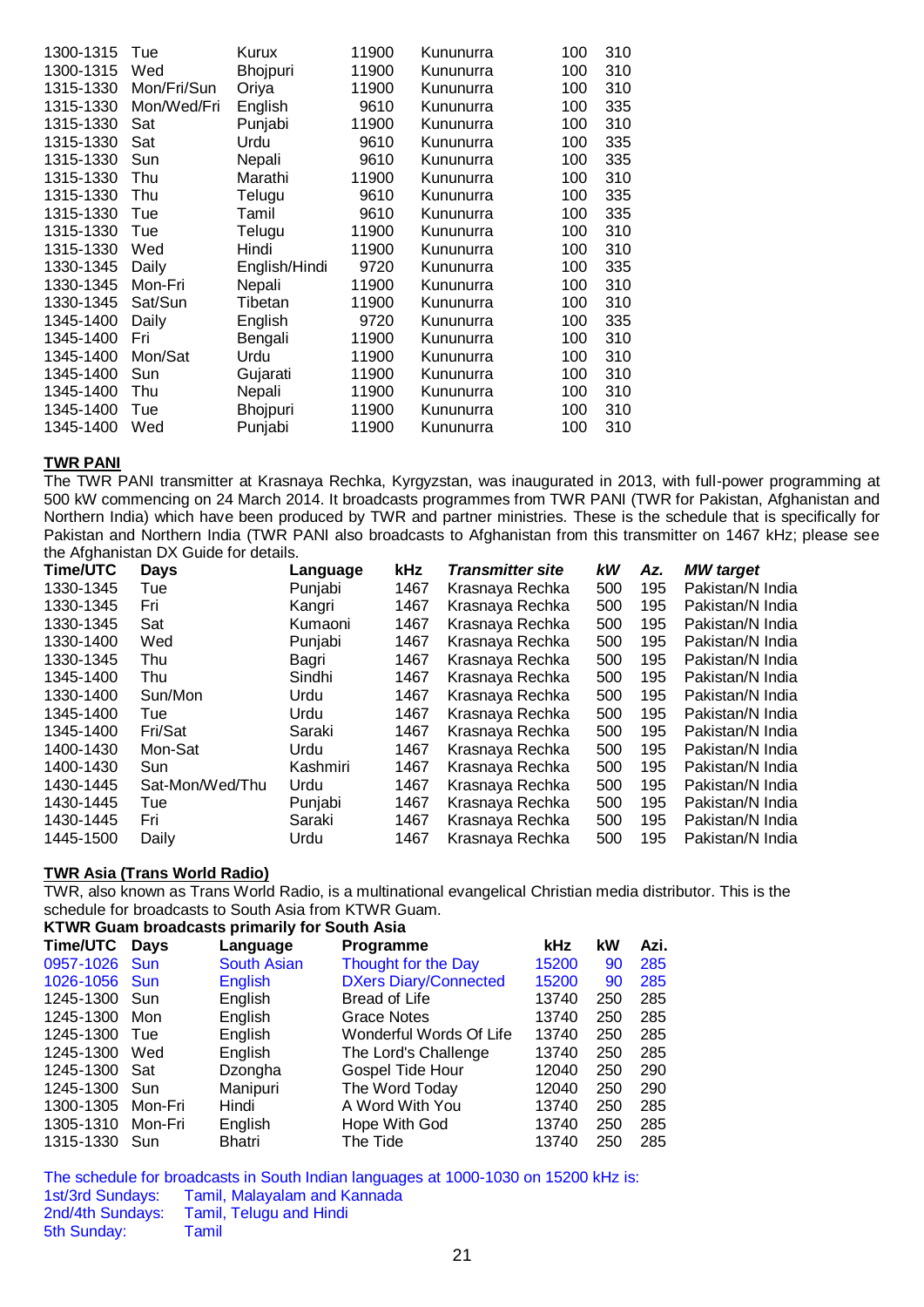| | | | | | | |
|---|---|---|---|---|---|---|
| 1300-1315 | Tue | Kurux | 11900 | Kununurra | 100 | 310 |
| 1300-1315 | Wed | Bhojpuri | 11900 | Kununurra | 100 | 310 |
| 1315-1330 | Mon/Fri/Sun | Oriya | 11900 | Kununurra | 100 | 310 |
| 1315-1330 | Mon/Wed/Fri | English | 9610 | Kununurra | 100 | 335 |
| 1315-1330 | Sat | Punjabi | 11900 | Kununurra | 100 | 310 |
| 1315-1330 | Sat | Urdu | 9610 | Kununurra | 100 | 335 |
| 1315-1330 | Sun | Nepali | 9610 | Kununurra | 100 | 335 |
| 1315-1330 | Thu | Marathi | 11900 | Kununurra | 100 | 310 |
| 1315-1330 | Thu | Telugu | 9610 | Kununurra | 100 | 335 |
| 1315-1330 | Tue | Tamil | 9610 | Kununurra | 100 | 335 |
| 1315-1330 | Tue | Telugu | 11900 | Kununurra | 100 | 310 |
| 1315-1330 | Wed | Hindi | 11900 | Kununurra | 100 | 310 |
| 1330-1345 | Daily | English/Hindi | 9720 | Kununurra | 100 | 335 |
| 1330-1345 | Mon-Fri | Nepali | 11900 | Kununurra | 100 | 310 |
| 1330-1345 | Sat/Sun | Tibetan | 11900 | Kununurra | 100 | 310 |
| 1345-1400 | Daily | English | 9720 | Kununurra | 100 | 335 |
| 1345-1400 | Fri | Bengali | 11900 | Kununurra | 100 | 310 |
| 1345-1400 | Mon/Sat | Urdu | 11900 | Kununurra | 100 | 310 |
| 1345-1400 | Sun | Gujarati | 11900 | Kununurra | 100 | 310 |
| 1345-1400 | Thu | Nepali | 11900 | Kununurra | 100 | 310 |
| 1345-1400 | Tue | Bhojpuri | 11900 | Kununurra | 100 | 310 |
| 1345-1400 | Wed | Punjabi | 11900 | Kununurra | 100 | 310 |

**TWR PANI**

The TWR PANI transmitter at Krasnaya Rechka, Kyrgyzstan, was inaugurated in 2013, with full-power programming at 500 kW commencing on 24 March 2014. It broadcasts programmes from TWR PANI (TWR for Pakistan, Afghanistan and Northern India) which have been produced by TWR and partner ministries. These is the schedule that is specifically for Pakistan and Northern India (TWR PANI also broadcasts to Afghanistan from this transmitter on 1467 kHz; please see the Afghanistan DX Guide for details.

| Time/UTC | Days | Language | kHz | *Transmitter site* | *kW* | *Az.* | *MW target* |
|---|---|---|---|---|---|---|---|
| 1330-1345 | Tue | Punjabi | 1467 | Krasnaya Rechka | 500 | 195 | Pakistan/N India |
| 1330-1345 | Fri | Kangri | 1467 | Krasnaya Rechka | 500 | 195 | Pakistan/N India |
| 1330-1345 | Sat | Kumaoni | 1467 | Krasnaya Rechka | 500 | 195 | Pakistan/N India |
| 1330-1400 | Wed | Punjabi | 1467 | Krasnaya Rechka | 500 | 195 | Pakistan/N India |
| 1330-1345 | Thu | Bagri | 1467 | Krasnaya Rechka | 500 | 195 | Pakistan/N India |
| 1345-1400 | Thu | Sindhi | 1467 | Krasnaya Rechka | 500 | 195 | Pakistan/N India |
| 1330-1400 | Sun/Mon | Urdu | 1467 | Krasnaya Rechka | 500 | 195 | Pakistan/N India |
| 1345-1400 | Tue | Urdu | 1467 | Krasnaya Rechka | 500 | 195 | Pakistan/N India |
| 1345-1400 | Fri/Sat | Saraki | 1467 | Krasnaya Rechka | 500 | 195 | Pakistan/N India |
| 1400-1430 | Mon-Sat | Urdu | 1467 | Krasnaya Rechka | 500 | 195 | Pakistan/N India |
| 1400-1430 | Sun | Kashmiri | 1467 | Krasnaya Rechka | 500 | 195 | Pakistan/N India |
| 1430-1445 | Sat-Mon/Wed/Thu | Urdu | 1467 | Krasnaya Rechka | 500 | 195 | Pakistan/N India |
| 1430-1445 | Tue | Punjabi | 1467 | Krasnaya Rechka | 500 | 195 | Pakistan/N India |
| 1430-1445 | Fri | Saraki | 1467 | Krasnaya Rechka | 500 | 195 | Pakistan/N India |
| 1445-1500 | Daily | Urdu | 1467 | Krasnaya Rechka | 500 | 195 | Pakistan/N India |

**TWR Asia (Trans World Radio)**

TWR, also known as Trans World Radio, is a multinational evangelical Christian media distributor. This is the schedule for broadcasts to South Asia from KTWR Guam.

**KTWR Guam broadcasts primarily for South Asia**

| Time/UTC | Days | Language | Programme | kHz | kW | Azi. |
|---|---|---|---|---|---|---|
| 0957-1026 | Sun | South Asian | Thought for the Day | 15200 | 90 | 285 |
| 1026-1056 | Sun | English | DXers Diary/Connected | 15200 | 90 | 285 |
| 1245-1300 | Sun | English | Bread of Life | 13740 | 250 | 285 |
| 1245-1300 | Mon | English | Grace Notes | 13740 | 250 | 285 |
| 1245-1300 | Tue | English | Wonderful Words Of Life | 13740 | 250 | 285 |
| 1245-1300 | Wed | English | The Lord's Challenge | 13740 | 250 | 285 |
| 1245-1300 | Sat | Dzongha | Gospel Tide Hour | 12040 | 250 | 290 |
| 1245-1300 | Sun | Manipuri | The Word Today | 12040 | 250 | 290 |
| 1300-1305 | Mon-Fri | Hindi | A Word With You | 13740 | 250 | 285 |
| 1305-1310 | Mon-Fri | English | Hope With God | 13740 | 250 | 285 |
| 1315-1330 | Sun | Bhatri | The Tide | 13740 | 250 | 285 |

The schedule for broadcasts in South Indian languages at 1000-1030 on 15200 kHz is:

1st/3rd Sundays: Tamil, Malayalam and Kannada
2nd/4th Sundays: Tamil, Telugu and Hindi
5th Sunday: Tamil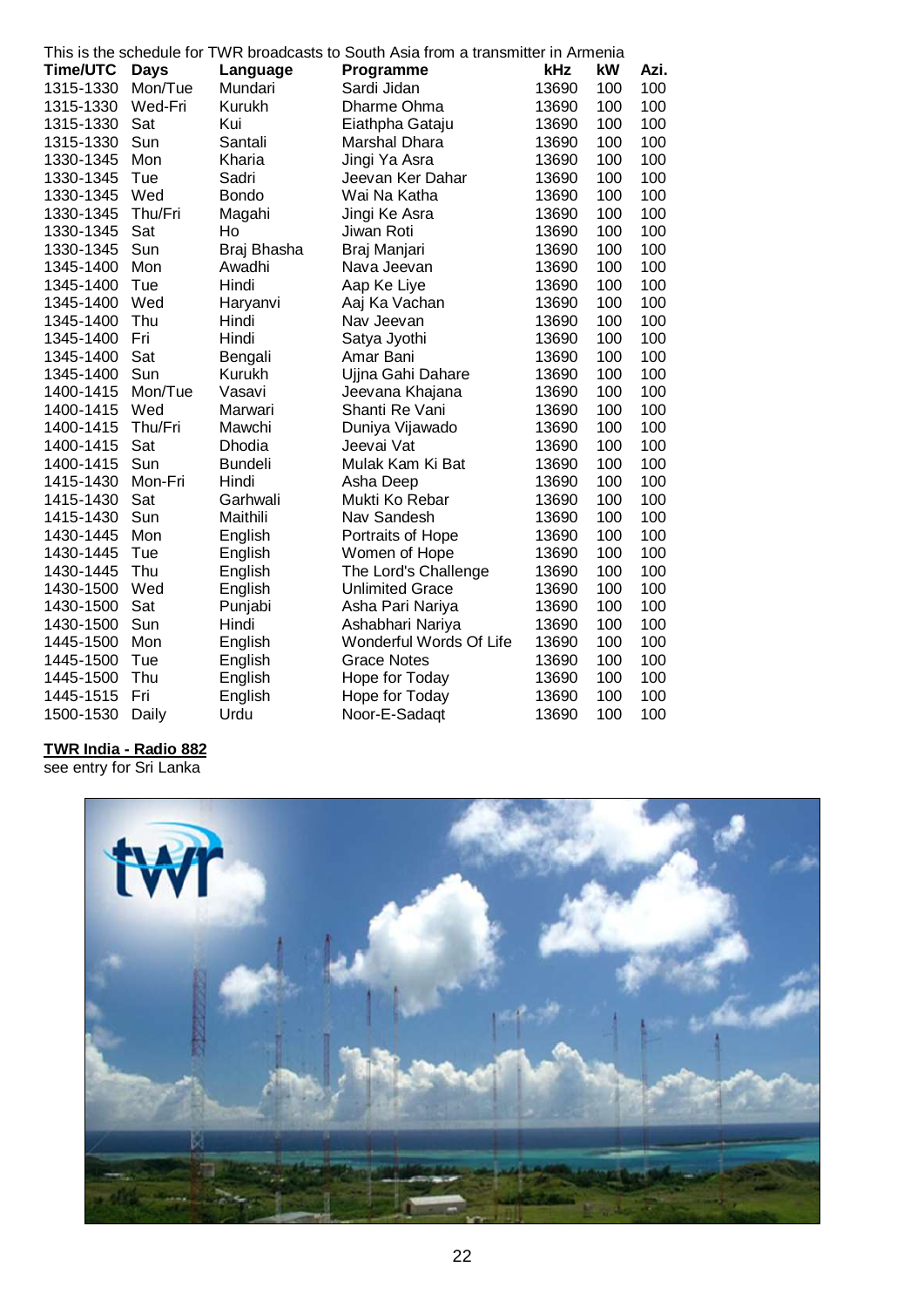This is the schedule for TWR broadcasts to South Asia from a transmitter in Armenia

| Time/UTC | Days | Language | Programme | kHz | kW | Azi. |
|---|---|---|---|---|---|---|
| 1315-1330 | Mon/Tue | Mundari | Sardi Jidan | 13690 | 100 | 100 |
| 1315-1330 | Wed-Fri | Kurukh | Dharme Ohma | 13690 | 100 | 100 |
| 1315-1330 | Sat | Kui | Eiathpha Gataju | 13690 | 100 | 100 |
| 1315-1330 | Sun | Santali | Marshal Dhara | 13690 | 100 | 100 |
| 1330-1345 | Mon | Kharia | Jingi Ya Asra | 13690 | 100 | 100 |
| 1330-1345 | Tue | Sadri | Jeevan Ker Dahar | 13690 | 100 | 100 |
| 1330-1345 | Wed | Bondo | Wai Na Katha | 13690 | 100 | 100 |
| 1330-1345 | Thu/Fri | Magahi | Jingi Ke Asra | 13690 | 100 | 100 |
| 1330-1345 | Sat | Ho | Jiwan Roti | 13690 | 100 | 100 |
| 1330-1345 | Sun | Braj Bhasha | Braj Manjari | 13690 | 100 | 100 |
| 1345-1400 | Mon | Awadhi | Nava Jeevan | 13690 | 100 | 100 |
| 1345-1400 | Tue | Hindi | Aap Ke Liye | 13690 | 100 | 100 |
| 1345-1400 | Wed | Haryanvi | Aaj Ka Vachan | 13690 | 100 | 100 |
| 1345-1400 | Thu | Hindi | Nav Jeevan | 13690 | 100 | 100 |
| 1345-1400 | Fri | Hindi | Satya Jyothi | 13690 | 100 | 100 |
| 1345-1400 | Sat | Bengali | Amar Bani | 13690 | 100 | 100 |
| 1345-1400 | Sun | Kurukh | Ujjna Gahi Dahare | 13690 | 100 | 100 |
| 1400-1415 | Mon/Tue | Vasavi | Jeevana Khajana | 13690 | 100 | 100 |
| 1400-1415 | Wed | Marwari | Shanti Re Vani | 13690 | 100 | 100 |
| 1400-1415 | Thu/Fri | Mawchi | Duniya Vijawado | 13690 | 100 | 100 |
| 1400-1415 | Sat | Dhodia | Jeevai Vat | 13690 | 100 | 100 |
| 1400-1415 | Sun | Bundeli | Mulak Kam Ki Bat | 13690 | 100 | 100 |
| 1415-1430 | Mon-Fri | Hindi | Asha Deep | 13690 | 100 | 100 |
| 1415-1430 | Sat | Garhwali | Mukti Ko Rebar | 13690 | 100 | 100 |
| 1415-1430 | Sun | Maithili | Nav Sandesh | 13690 | 100 | 100 |
| 1430-1445 | Mon | English | Portraits of Hope | 13690 | 100 | 100 |
| 1430-1445 | Tue | English | Women of Hope | 13690 | 100 | 100 |
| 1430-1445 | Thu | English | The Lord's Challenge | 13690 | 100 | 100 |
| 1430-1500 | Wed | English | Unlimited Grace | 13690 | 100 | 100 |
| 1430-1500 | Sat | Punjabi | Asha Pari Nariya | 13690 | 100 | 100 |
| 1430-1500 | Sun | Hindi | Ashabhari Nariya | 13690 | 100 | 100 |
| 1445-1500 | Mon | English | Wonderful Words Of Life | 13690 | 100 | 100 |
| 1445-1500 | Tue | English | Grace Notes | 13690 | 100 | 100 |
| 1445-1500 | Thu | English | Hope for Today | 13690 | 100 | 100 |
| 1445-1515 | Fri | English | Hope for Today | 13690 | 100 | 100 |
| 1500-1530 | Daily | Urdu | Noor-E-Sadaqt | 13690 | 100 | 100 |

**TWR India - Radio 882**

see entry for Sri Lanka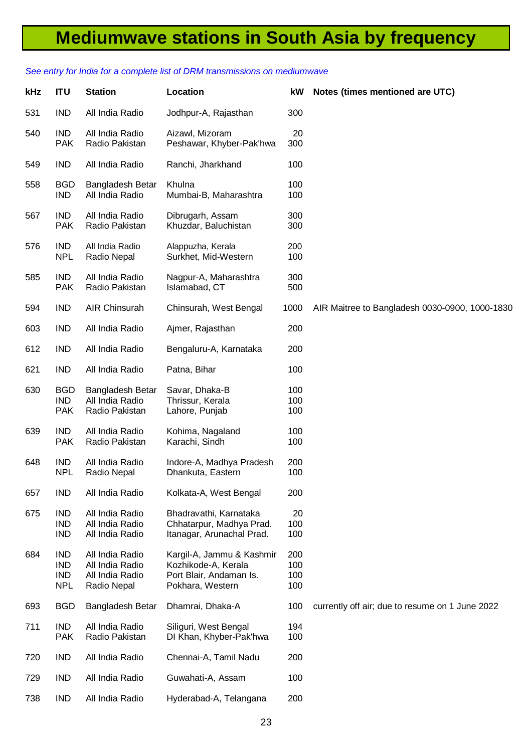# Mediumwave stations in South Asia by frequency

*See entry for India for a complete list of DRM transmissions on mediumwave*

| kHz | ITU | Station | Location | kW | Notes (times mentioned are UTC) |
|---|---|---|---|---|---|
| 531 | IND | All India Radio | Jodhpur-A, Rajasthan | 300 | |
| 540 | IND | All India Radio | Aizawl, Mizoram | 20 | |
| | PAK | Radio Pakistan | Peshawar, Khyber-Pak'hwa | 300 | |
| 549 | IND | All India Radio | Ranchi, Jharkhand | 100 | |
| 558 | BGD | Bangladesh Betar | Khulna | 100 | |
| | IND | All India Radio | Mumbai-B, Maharashtra | 100 | |
| 567 | IND | All India Radio | Dibrugarh, Assam | 300 | |
| | PAK | Radio Pakistan | Khuzdar, Baluchistan | 300 | |
| 576 | IND | All India Radio | Alappuzha, Kerala | 200 | |
| | NPL | Radio Nepal | Surkhet, Mid-Western | 100 | |
| 585 | IND | All India Radio | Nagpur-A, Maharashtra | 300 | |
| | PAK | Radio Pakistan | Islamabad, CT | 500 | |
| 594 | IND | AIR Chinsurah | Chinsurah, West Bengal | 1000 | AIR Maitree to Bangladesh 0030-0900, 1000-1830 |
| 603 | IND | All India Radio | Ajmer, Rajasthan | 200 | |
| 612 | IND | All India Radio | Bengaluru-A, Karnataka | 200 | |
| 621 | IND | All India Radio | Patna, Bihar | 100 | |
| 630 | BGD | Bangladesh Betar | Savar, Dhaka-B | 100 | |
| | IND | All India Radio | Thrissur, Kerala | 100 | |
| | PAK | Radio Pakistan | Lahore, Punjab | 100 | |
| 639 | IND | All India Radio | Kohima, Nagaland | 100 | |
| | PAK | Radio Pakistan | Karachi, Sindh | 100 | |
| 648 | IND | All India Radio | Indore-A, Madhya Pradesh | 200 | |
| | NPL | Radio Nepal | Dhankuta, Eastern | 100 | |
| 657 | IND | All India Radio | Kolkata-A, West Bengal | 200 | |
| 675 | IND | All India Radio | Bhadravathi, Karnataka | 20 | |
| | IND | All India Radio | Chhatarpur, Madhya Prad. | 100 | |
| | IND | All India Radio | Itanagar, Arunachal Prad. | 100 | |
| 684 | IND | All India Radio | Kargil-A, Jammu & Kashmir | 200 | |
| | IND | All India Radio | Kozhikode-A, Kerala | 100 | |
| | IND | All India Radio | Port Blair, Andaman Is. | 100 | |
| | NPL | Radio Nepal | Pokhara, Western | 100 | |
| 693 | BGD | Bangladesh Betar | Dhamrai, Dhaka-A | 100 | currently off air; due to resume on 1 June 2022 |
| 711 | IND | All India Radio | Siliguri, West Bengal | 194 | |
| | PAK | Radio Pakistan | DI Khan, Khyber-Pak'hwa | 100 | |
| 720 | IND | All India Radio | Chennai-A, Tamil Nadu | 200 | |
| 729 | IND | All India Radio | Guwahati-A, Assam | 100 | |
| 738 | IND | All India Radio | Hyderabad-A, Telangana | 200 | |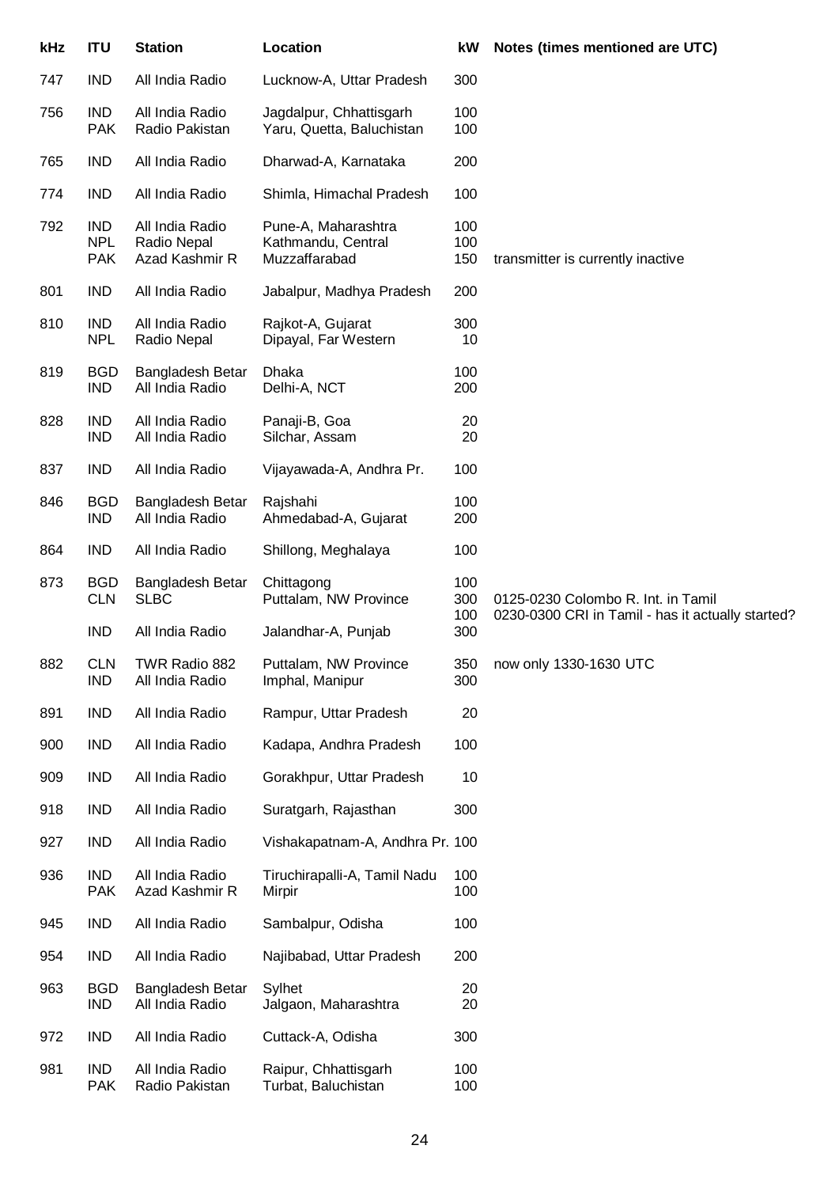| kHz | ITU | Station | Location | kW | Notes (times mentioned are UTC) |
|---|---|---|---|---|---|
| 747 | IND | All India Radio | Lucknow-A, Uttar Pradesh | 300 | |
| 756 | IND | All India Radio | Jagdalpur, Chhattisgarh | 100 | |
| | PAK | Radio Pakistan | Yaru, Quetta, Baluchistan | 100 | |
| 765 | IND | All India Radio | Dharwad-A, Karnataka | 200 | |
| 774 | IND | All India Radio | Shimla, Himachal Pradesh | 100 | |
| 792 | IND | All India Radio | Pune-A, Maharashtra | 100 | |
| | NPL | Radio Nepal | Kathmandu, Central | 100 | |
| | PAK | Azad Kashmir R | Muzzaffarabad | 150 | transmitter is currently inactive |
| 801 | IND | All India Radio | Jabalpur, Madhya Pradesh | 200 | |
| 810 | IND | All India Radio | Rajkot-A, Gujarat | 300 | |
| | NPL | Radio Nepal | Dipayal, Far Western | 10 | |
| 819 | BGD | Bangladesh Betar | Dhaka | 100 | |
| | IND | All India Radio | Delhi-A, NCT | 200 | |
| 828 | IND | All India Radio | Panaji-B, Goa | 20 | |
| | IND | All India Radio | Silchar, Assam | 20 | |
| 837 | IND | All India Radio | Vijayawada-A, Andhra Pr. | 100 | |
| 846 | BGD | Bangladesh Betar | Rajshahi | 100 | |
| | IND | All India Radio | Ahmedabad-A, Gujarat | 200 | |
| 864 | IND | All India Radio | Shillong, Meghalaya | 100 | |
| 873 | BGD | Bangladesh Betar | Chittagong | 100 | |
| | CLN | SLBC | Puttalam, NW Province | 300 | 0125-0230 Colombo R. Int. in Tamil |
| | | | | 100 | 0230-0300 CRI in Tamil - has it actually started? |
| | IND | All India Radio | Jalandhar-A, Punjab | 300 | |
| 882 | CLN | TWR Radio 882 | Puttalam, NW Province | 350 | now only 1330-1630 UTC |
| | IND | All India Radio | Imphal, Manipur | 300 | |
| 891 | IND | All India Radio | Rampur, Uttar Pradesh | 20 | |
| 900 | IND | All India Radio | Kadapa, Andhra Pradesh | 100 | |
| 909 | IND | All India Radio | Gorakhpur, Uttar Pradesh | 10 | |
| 918 | IND | All India Radio | Suratgarh, Rajasthan | 300 | |
| 927 | IND | All India Radio | Vishakapatnam-A, Andhra Pr. | 100 | |
| 936 | IND | All India Radio | Tiruchirapalli-A, Tamil Nadu | 100 | |
| | PAK | Azad Kashmir R | Mirpir | 100 | |
| 945 | IND | All India Radio | Sambalpur, Odisha | 100 | |
| 954 | IND | All India Radio | Najibabad, Uttar Pradesh | 200 | |
| 963 | BGD | Bangladesh Betar | Sylhet | 20 | |
| | IND | All India Radio | Jalgaon, Maharashtra | 20 | |
| 972 | IND | All India Radio | Cuttack-A, Odisha | 300 | |
| 981 | IND | All India Radio | Raipur, Chhattisgarh | 100 | |
| | PAK | Radio Pakistan | Turbat, Baluchistan | 100 | |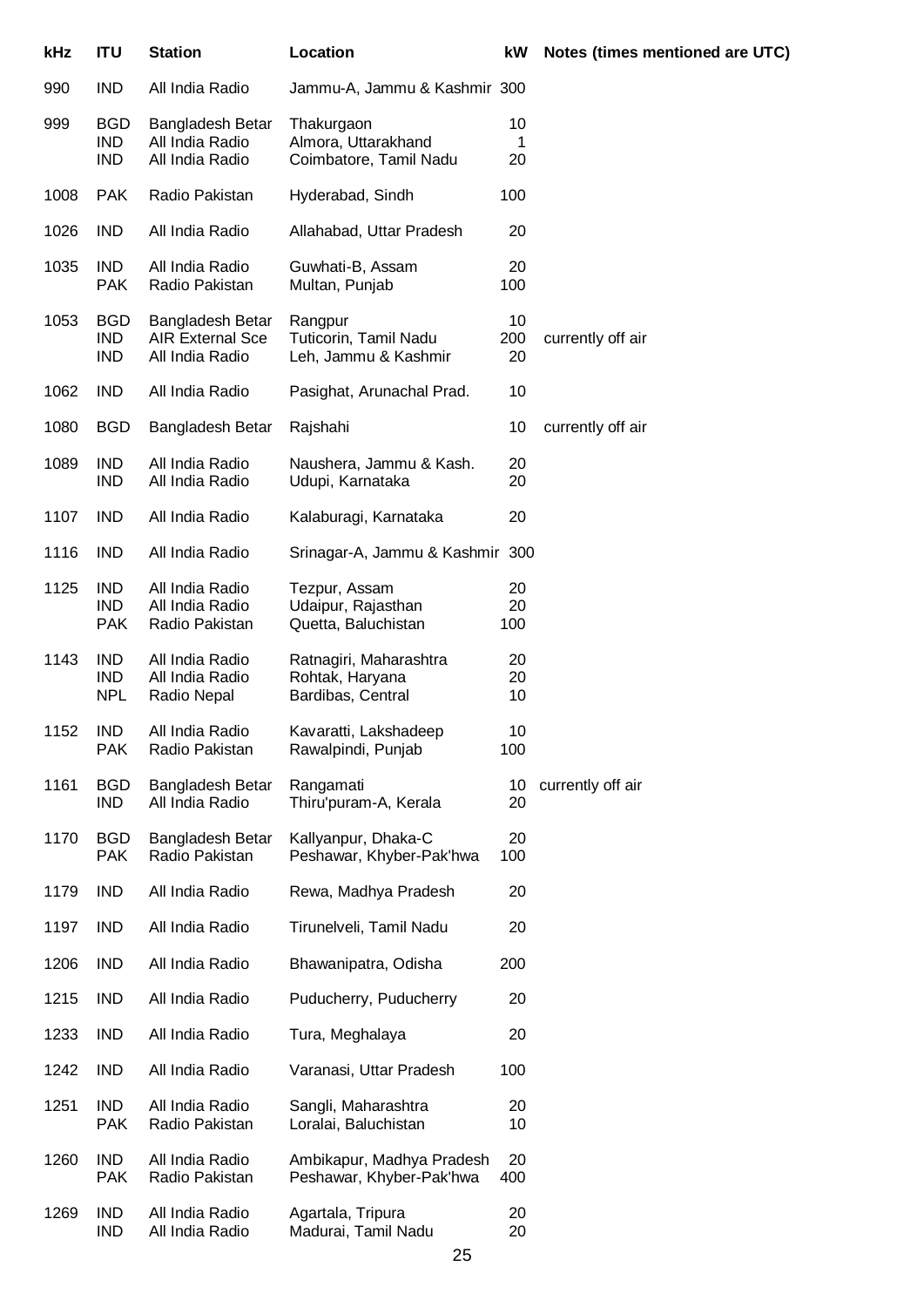| kHz | ITU | Station | Location | kW | Notes (times mentioned are UTC) |
|---|---|---|---|---|---|
| 990 | IND | All India Radio | Jammu-A, Jammu & Kashmir | 300 | |
| 999 | BGD | Bangladesh Betar | Thakurgaon | 10 | |
| | IND | All India Radio | Almora, Uttarakhand | 1 | |
| | IND | All India Radio | Coimbatore, Tamil Nadu | 20 | |
| 1008 | PAK | Radio Pakistan | Hyderabad, Sindh | 100 | |
| 1026 | IND | All India Radio | Allahabad, Uttar Pradesh | 20 | |
| 1035 | IND | All India Radio | Guwhati-B, Assam | 20 | |
| | PAK | Radio Pakistan | Multan, Punjab | 100 | |
| 1053 | BGD | Bangladesh Betar | Rangpur | 10 | |
| | IND | AIR External Sce | Tuticorin, Tamil Nadu | 200 | currently off air |
| | IND | All India Radio | Leh, Jammu & Kashmir | 20 | |
| 1062 | IND | All India Radio | Pasighat, Arunachal Prad. | 10 | |
| 1080 | BGD | Bangladesh Betar | Rajshahi | 10 | currently off air |
| 1089 | IND | All India Radio | Naushera, Jammu & Kash. | 20 | |
| | IND | All India Radio | Udupi, Karnataka | 20 | |
| 1107 | IND | All India Radio | Kalaburagi, Karnataka | 20 | |
| 1116 | IND | All India Radio | Srinagar-A, Jammu & Kashmir | 300 | |
| 1125 | IND | All India Radio | Tezpur, Assam | 20 | |
| | IND | All India Radio | Udaipur, Rajasthan | 20 | |
| | PAK | Radio Pakistan | Quetta, Baluchistan | 100 | |
| 1143 | IND | All India Radio | Ratnagiri, Maharashtra | 20 | |
| | IND | All India Radio | Rohtak, Haryana | 20 | |
| | NPL | Radio Nepal | Bardibas, Central | 10 | |
| 1152 | IND | All India Radio | Kavaratti, Lakshadeep | 10 | |
| | PAK | Radio Pakistan | Rawalpindi, Punjab | 100 | |
| 1161 | BGD | Bangladesh Betar | Rangamati | 10 | currently off air |
| | IND | All India Radio | Thiru'puram-A, Kerala | 20 | |
| 1170 | BGD | Bangladesh Betar | Kallyanpur, Dhaka-C | 20 | |
| | PAK | Radio Pakistan | Peshawar, Khyber-Pak'hwa | 100 | |
| 1179 | IND | All India Radio | Rewa, Madhya Pradesh | 20 | |
| 1197 | IND | All India Radio | Tirunelveli, Tamil Nadu | 20 | |
| 1206 | IND | All India Radio | Bhawanipatra, Odisha | 200 | |
| 1215 | IND | All India Radio | Puducherry, Puducherry | 20 | |
| 1233 | IND | All India Radio | Tura, Meghalaya | 20 | |
| 1242 | IND | All India Radio | Varanasi, Uttar Pradesh | 100 | |
| 1251 | IND | All India Radio | Sangli, Maharashtra | 20 | |
| | PAK | Radio Pakistan | Loralai, Baluchistan | 10 | |
| 1260 | IND | All India Radio | Ambikapur, Madhya Pradesh | 20 | |
| | PAK | Radio Pakistan | Peshawar, Khyber-Pak'hwa | 400 | |
| 1269 | IND | All India Radio | Agartala, Tripura | 20 | |
| | IND | All India Radio | Madurai, Tamil Nadu | 20 | |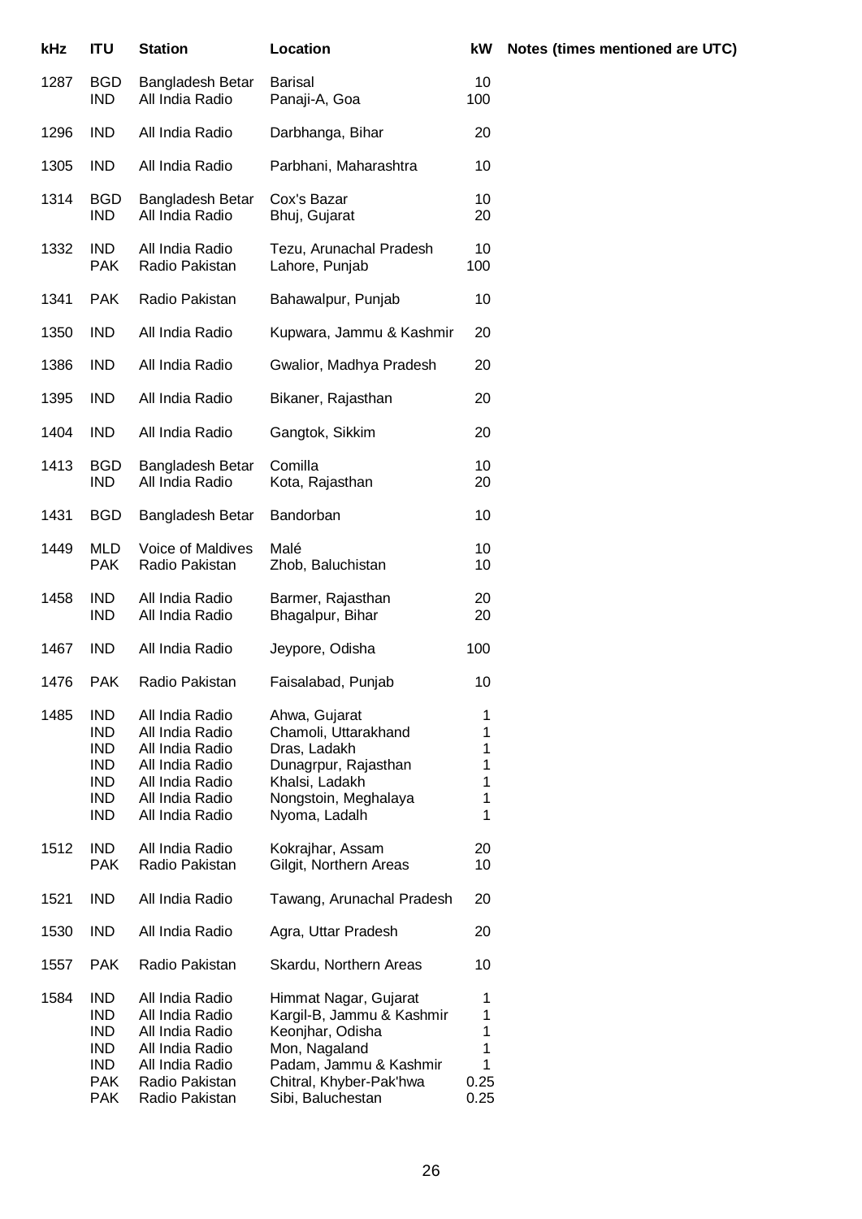| kHz | ITU | Station | Location | kW | Notes (times mentioned are UTC) |
|---|---|---|---|---|---|
| 1287 | BGD | Bangladesh Betar | Barisal | 10 | |
| | IND | All India Radio | Panaji-A, Goa | 100 | |
| 1296 | IND | All India Radio | Darbhanga, Bihar | 20 | |
| 1305 | IND | All India Radio | Parbhani, Maharashtra | 10 | |
| 1314 | BGD | Bangladesh Betar | Cox's Bazar | 10 | |
| | IND | All India Radio | Bhuj, Gujarat | 20 | |
| 1332 | IND | All India Radio | Tezu, Arunachal Pradesh | 10 | |
| | PAK | Radio Pakistan | Lahore, Punjab | 100 | |
| 1341 | PAK | Radio Pakistan | Bahawalpur, Punjab | 10 | |
| 1350 | IND | All India Radio | Kupwara, Jammu & Kashmir | 20 | |
| 1386 | IND | All India Radio | Gwalior, Madhya Pradesh | 20 | |
| 1395 | IND | All India Radio | Bikaner, Rajasthan | 20 | |
| 1404 | IND | All India Radio | Gangtok, Sikkim | 20 | |
| 1413 | BGD | Bangladesh Betar | Comilla | 10 | |
| | IND | All India Radio | Kota, Rajasthan | 20 | |
| 1431 | BGD | Bangladesh Betar | Bandorban | 10 | |
| 1449 | MLD | Voice of Maldives | Malé | 10 | |
| | PAK | Radio Pakistan | Zhob, Baluchistan | 10 | |
| 1458 | IND | All India Radio | Barmer, Rajasthan | 20 | |
| | IND | All India Radio | Bhagalpur, Bihar | 20 | |
| 1467 | IND | All India Radio | Jeypore, Odisha | 100 | |
| 1476 | PAK | Radio Pakistan | Faisalabad, Punjab | 10 | |
| 1485 | IND | All India Radio | Ahwa, Gujarat | 1 | |
| | IND | All India Radio | Chamoli, Uttarakhand | 1 | |
| | IND | All India Radio | Dras, Ladakh | 1 | |
| | IND | All India Radio | Dunagrpur, Rajasthan | 1 | |
| | IND | All India Radio | Khalsi, Ladakh | 1 | |
| | IND | All India Radio | Nongstoin, Meghalaya | 1 | |
| | IND | All India Radio | Nyoma, Ladalh | 1 | |
| 1512 | IND | All India Radio | Kokrajhar, Assam | 20 | |
| | PAK | Radio Pakistan | Gilgit, Northern Areas | 10 | |
| 1521 | IND | All India Radio | Tawang, Arunachal Pradesh | 20 | |
| 1530 | IND | All India Radio | Agra, Uttar Pradesh | 20 | |
| 1557 | PAK | Radio Pakistan | Skardu, Northern Areas | 10 | |
| 1584 | IND | All India Radio | Himmat Nagar, Gujarat | 1 | |
| | IND | All India Radio | Kargil-B, Jammu & Kashmir | 1 | |
| | IND | All India Radio | Keonjhar, Odisha | 1 | |
| | IND | All India Radio | Mon, Nagaland | 1 | |
| | IND | All India Radio | Padam, Jammu & Kashmir | 1 | |
| | PAK | Radio Pakistan | Chitral, Khyber-Pak'hwa | 0.25 | |
| | PAK | Radio Pakistan | Sibi, Baluchestan | 0.25 | |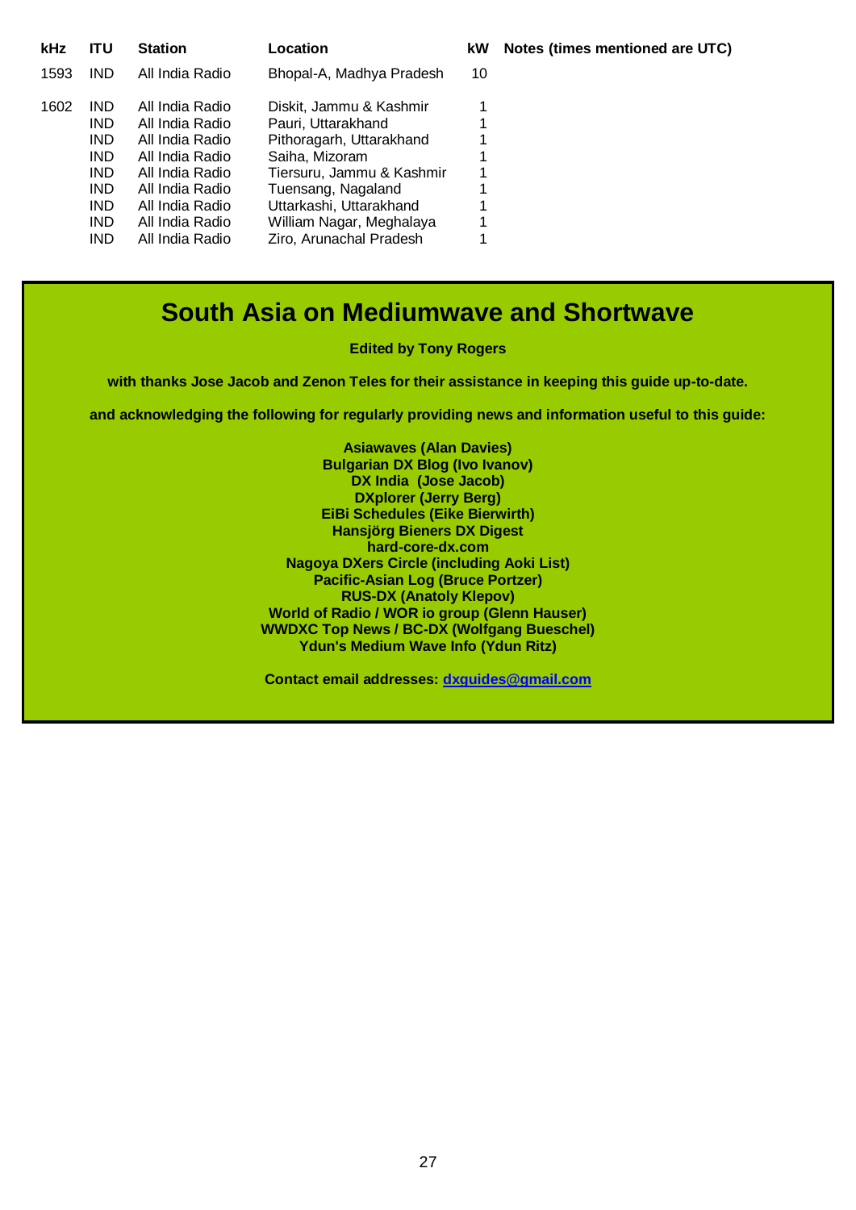| kHz | ITU | Station | Location | kW | Notes (times mentioned are UTC) |
|---|---|---|---|---|---|
| 1593 | IND | All India Radio | Bhopal-A, Madhya Pradesh | 10 | |
| 1602 | IND | All India Radio | Diskit, Jammu & Kashmir | 1 | |
| | IND | All India Radio | Pauri, Uttarakhand | 1 | |
| | IND | All India Radio | Pithoragarh, Uttarakhand | 1 | |
| | IND | All India Radio | Saiha, Mizoram | 1 | |
| | IND | All India Radio | Tiersuru, Jammu & Kashmir | 1 | |
| | IND | All India Radio | Tuensang, Nagaland | 1 | |
| | IND | All India Radio | Uttarkashi, Uttarakhand | 1 | |
| | IND | All India Radio | William Nagar, Meghalaya | 1 | |
| | IND | All India Radio | Ziro, Arunachal Pradesh | 1 | |

# South Asia on Mediumwave and Shortwave

**Edited by Tony Rogers**

**with thanks Jose Jacob and Zenon Teles for their assistance in keeping this guide up-to-date.**

**and acknowledging the following for regularly providing news and information useful to this guide:**

**Asiawaves (Alan Davies)**
**Bulgarian DX Blog (Ivo Ivanov)**
**DX India (Jose Jacob)**
**DXplorer (Jerry Berg)**
**EiBi Schedules (Eike Bierwirth)**
**Hansjörg Bieners DX Digest**
**hard-core-dx.com**
**Nagoya DXers Circle (including Aoki List)**
**Pacific-Asian Log (Bruce Portzer)**
**RUS-DX (Anatoly Klepov)**
**World of Radio / WOR io group (Glenn Hauser)**
**WWDXC Top News / BC-DX (Wolfgang Bueschel)**
**Ydun's Medium Wave Info (Ydun Ritz)**

**Contact email addresses: dxguides@gmail.com**